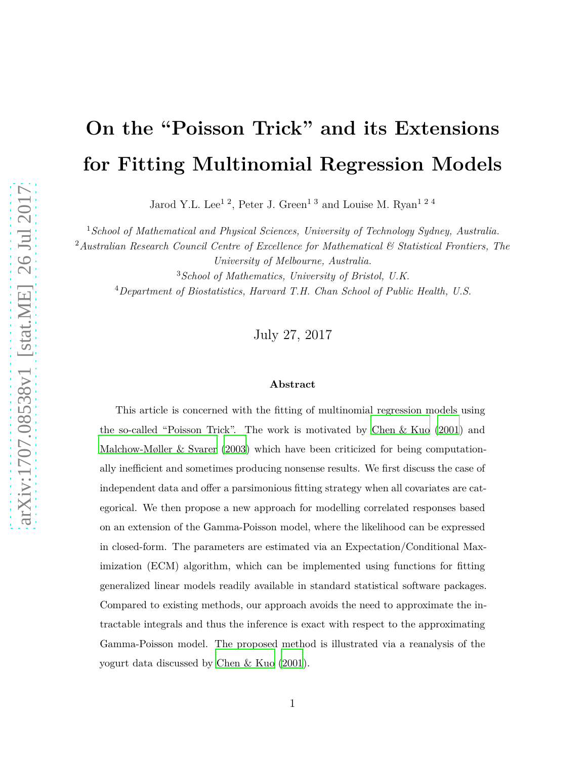# On the "Poisson Trick" and its Extensions for Fitting Multinomial Regression Models

Jarod Y.L. Lee[1 2], Peter J. Green[1 3] and Louise M. Ryan[1 2 4]

[1]*School of Mathematical and Physical Sciences, University of Technology Sydney, Australia.*

[2]*Australian Research Council Centre of Excellence for Mathematical & Statistical Frontiers, The University of Melbourne, Australia.*

[3]*School of Mathematics, University of Bristol, U.K.*

[4]*Department of Biostatistics, Harvard T.H. Chan School of Public Health, U.S.*

July 27, 2017

### Abstract

This article is concerned with the fitting of multinomial regression models using the so-called "Poisson Trick". The work is motivated by Chen & Kuo (2001) and Malchow-Møller & Svarer (2003) which have been criticized for being computationally inefficient and sometimes producing nonsense results. We first discuss the case of independent data and offer a parsimonious fitting strategy when all covariates are categorical. We then propose a new approach for modelling correlated responses based on an extension of the Gamma-Poisson model, where the likelihood can be expressed in closed-form. The parameters are estimated via an Expectation/Conditional Maximization (ECM) algorithm, which can be implemented using functions for fitting generalized linear models readily available in standard statistical software packages. Compared to existing methods, our approach avoids the need to approximate the intractable integrals and thus the inference is exact with respect to the approximating Gamma-Poisson model. The proposed method is illustrated via a reanalysis of the yogurt data discussed by Chen & Kuo (2001).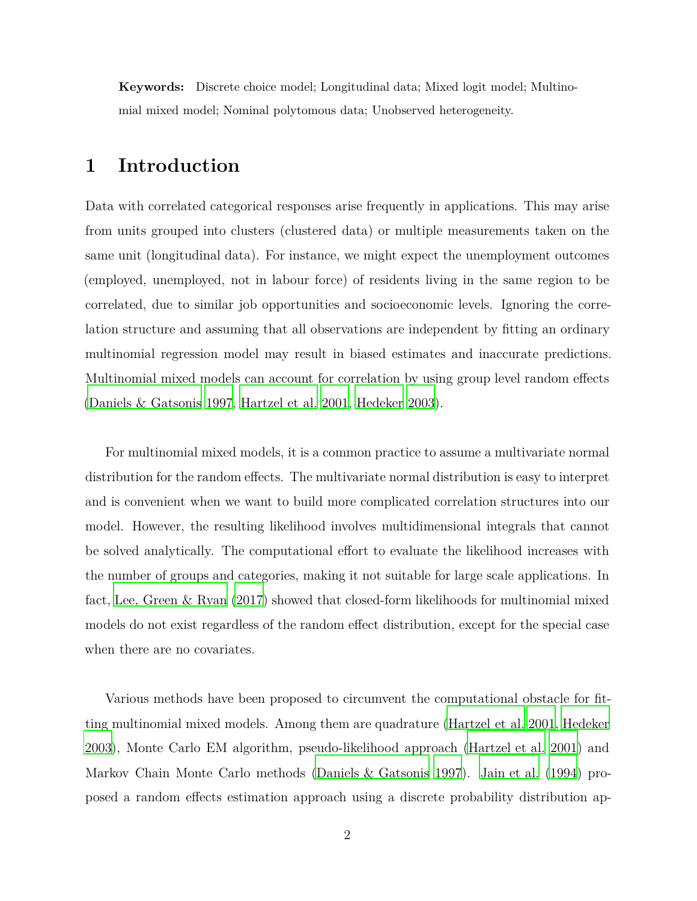**Keywords:** Discrete choice model; Longitudinal data; Mixed logit model; Multinomial mixed model; Nominal polytomous data; Unobserved heterogeneity.

# 1 Introduction

Data with correlated categorical responses arise frequently in applications. This may arise from units grouped into clusters (clustered data) or multiple measurements taken on the same unit (longitudinal data). For instance, we might expect the unemployment outcomes (employed, unemployed, not in labour force) of residents living in the same region to be correlated, due to similar job opportunities and socioeconomic levels. Ignoring the correlation structure and assuming that all observations are independent by fitting an ordinary multinomial regression model may result in biased estimates and inaccurate predictions. Multinomial mixed models can account for correlation by using group level random effects (Daniels & Gatsonis 1997, Hartzel et al. 2001, Hedeker 2003).

For multinomial mixed models, it is a common practice to assume a multivariate normal distribution for the random effects. The multivariate normal distribution is easy to interpret and is convenient when we want to build more complicated correlation structures into our model. However, the resulting likelihood involves multidimensional integrals that cannot be solved analytically. The computational effort to evaluate the likelihood increases with the number of groups and categories, making it not suitable for large scale applications. In fact, Lee, Green & Ryan (2017) showed that closed-form likelihoods for multinomial mixed models do not exist regardless of the random effect distribution, except for the special case when there are no covariates.

Various methods have been proposed to circumvent the computational obstacle for fitting multinomial mixed models. Among them are quadrature (Hartzel et al. 2001, Hedeker 2003), Monte Carlo EM algorithm, pseudo-likelihood approach (Hartzel et al. 2001) and Markov Chain Monte Carlo methods (Daniels & Gatsonis 1997). Jain et al. (1994) proposed a random effects estimation approach using a discrete probability distribution ap-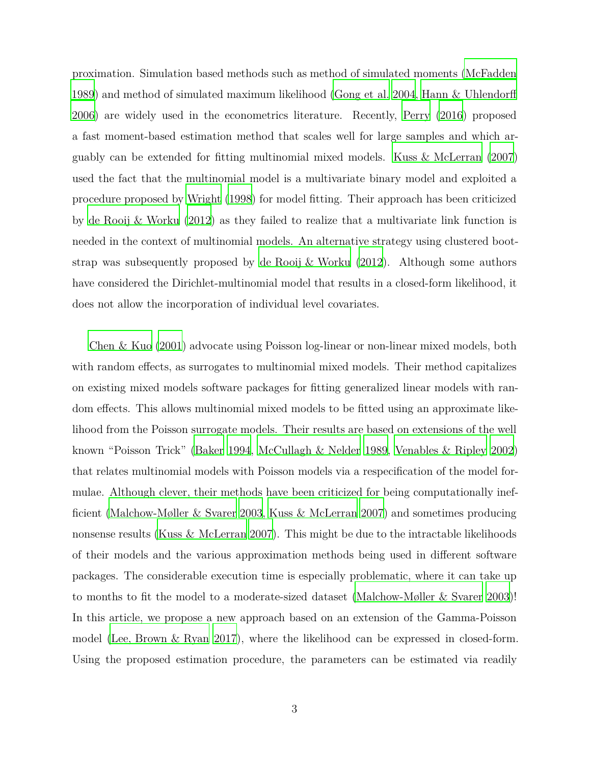proximation. Simulation based methods such as method of simulated moments (McFadden 1989) and method of simulated maximum likelihood (Gong et al. 2004, Hann & Uhlendorff 2006) are widely used in the econometrics literature. Recently, Perry (2016) proposed a fast moment-based estimation method that scales well for large samples and which arguably can be extended for fitting multinomial mixed models. Kuss & McLerran (2007) used the fact that the multinomial model is a multivariate binary model and exploited a procedure proposed by Wright (1998) for model fitting. Their approach has been criticized by de Rooij & Worku (2012) as they failed to realize that a multivariate link function is needed in the context of multinomial models. An alternative strategy using clustered bootstrap was subsequently proposed by de Rooij & Worku (2012). Although some authors have considered the Dirichlet-multinomial model that results in a closed-form likelihood, it does not allow the incorporation of individual level covariates.

Chen & Kuo (2001) advocate using Poisson log-linear or non-linear mixed models, both with random effects, as surrogates to multinomial mixed models. Their method capitalizes on existing mixed models software packages for fitting generalized linear models with random effects. This allows multinomial mixed models to be fitted using an approximate likelihood from the Poisson surrogate models. Their results are based on extensions of the well known "Poisson Trick" (Baker 1994, McCullagh & Nelder 1989, Venables & Ripley 2002) that relates multinomial models with Poisson models via a respecification of the model formulae. Although clever, their methods have been criticized for being computationally inefficient (Malchow-Møller & Svarer 2003, Kuss & McLerran 2007) and sometimes producing nonsense results (Kuss & McLerran 2007). This might be due to the intractable likelihoods of their models and the various approximation methods being used in different software packages. The considerable execution time is especially problematic, where it can take up to months to fit the model to a moderate-sized dataset (Malchow-Møller & Svarer 2003)! In this article, we propose a new approach based on an extension of the Gamma-Poisson model (Lee, Brown & Ryan 2017), where the likelihood can be expressed in closed-form. Using the proposed estimation procedure, the parameters can be estimated via readily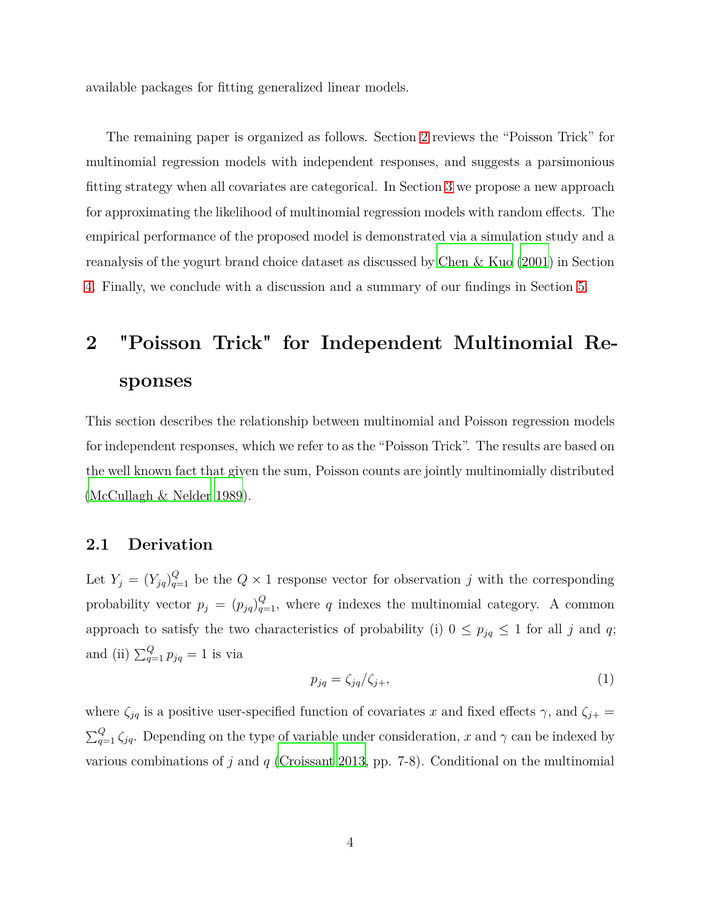available packages for fitting generalized linear models.

The remaining paper is organized as follows. Section 2 reviews the "Poisson Trick" for multinomial regression models with independent responses, and suggests a parsimonious fitting strategy when all covariates are categorical. In Section 3 we propose a new approach for approximating the likelihood of multinomial regression models with random effects. The empirical performance of the proposed model is demonstrated via a simulation study and a reanalysis of the yogurt brand choice dataset as discussed by Chen & Kuo (2001) in Section 4. Finally, we conclude with a discussion and a summary of our findings in Section 5.

# 2 "Poisson Trick" for Independent Multinomial Responses

This section describes the relationship between multinomial and Poisson regression models for independent responses, which we refer to as the "Poisson Trick". The results are based on the well known fact that given the sum, Poisson counts are jointly multinomially distributed (McCullagh & Nelder 1989).

## 2.1 Derivation

Let $Y_j = (Y_{jq})_{q=1}^{Q}$ be the $Q \times 1$ response vector for observation $j$ with the corresponding probability vector $p_j = (p_{jq})_{q=1}^{Q}$, where $q$ indexes the multinomial category. A common approach to satisfy the two characteristics of probability (i) $0 \leq p_{jq} \leq 1$ for all $j$ and $q$; and (ii) $\sum_{q=1}^{Q} p_{jq} = 1$ is via

$$p_{jq} = \zeta_{jq}/\zeta_{j+}, \tag{1}$$

where $\zeta_{jq}$ is a positive user-specified function of covariates $x$ and fixed effects $\gamma$, and $\zeta_{j+} = \sum_{q=1}^{Q} \zeta_{jq}$. Depending on the type of variable under consideration, $x$ and $\gamma$ can be indexed by various combinations of $j$ and $q$ (Croissant 2013, pp. 7-8). Conditional on the multinomial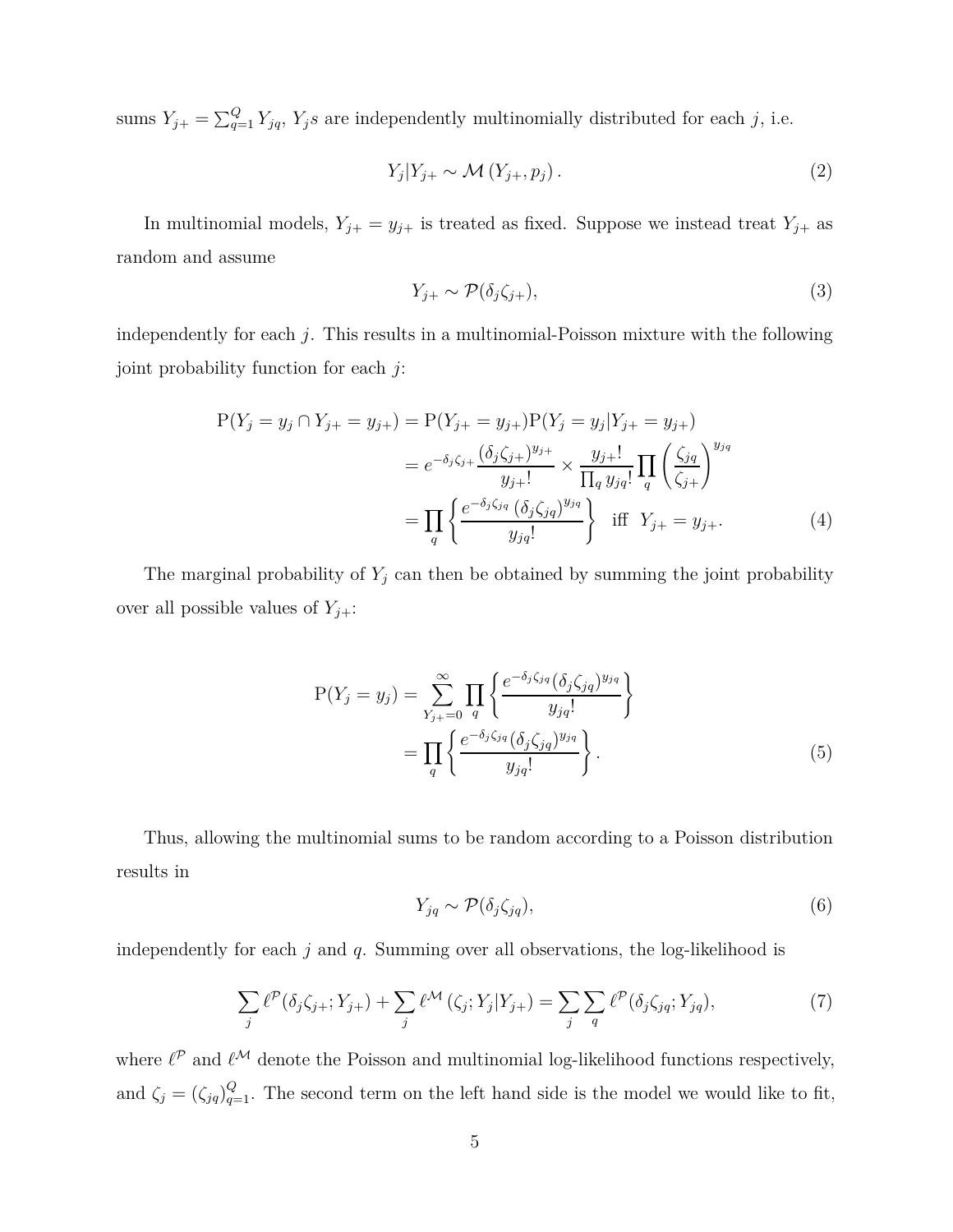sums $Y_{j+} = \sum_{q=1}^{Q} Y_{jq}$, $Y_j$s are independently multinomially distributed for each $j$, i.e.

$$Y_j | Y_{j+} \sim \mathcal{M}\left(Y_{j+}, p_j\right). \tag{2}$$

In multinomial models, $Y_{j+} = y_{j+}$ is treated as fixed. Suppose we instead treat $Y_{j+}$ as random and assume

$$Y_{j+} \sim \mathcal{P}(\delta_j \zeta_{j+}), \tag{3}$$

independently for each $j$. This results in a multinomial-Poisson mixture with the following joint probability function for each $j$:

$$\begin{aligned}
\mathrm{P}(Y_j = y_j \cap Y_{j+} = y_{j+}) &= \mathrm{P}(Y_{j+} = y_{j+})\mathrm{P}(Y_j = y_j | Y_{j+} = y_{j+}) \\
&= e^{-\delta_j \zeta_{j+}} \frac{(\delta_j \zeta_{j+})^{y_{j+}}}{y_{j+}!} \times \frac{y_{j+}!}{\prod_q y_{jq}!} \prod_q \left(\frac{\zeta_{jq}}{\zeta_{j+}}\right)^{y_{jq}} \\
&= \prod_q \left\{ \frac{e^{-\delta_j \zeta_{jq}} \left(\delta_j \zeta_{jq}\right)^{y_{jq}}}{y_{jq}!} \right\} \quad \text{iff} \quad Y_{j+} = y_{j+}.
\end{aligned} \tag{4}$$

The marginal probability of $Y_j$ can then be obtained by summing the joint probability over all possible values of $Y_{j+}$:

$$\begin{aligned}
\mathrm{P}(Y_j = y_j) &= \sum_{Y_{j+}=0}^{\infty} \prod_q \left\{ \frac{e^{-\delta_j \zeta_{jq}} (\delta_j \zeta_{jq})^{y_{jq}}}{y_{jq}!} \right\} \\
&= \prod_q \left\{ \frac{e^{-\delta_j \zeta_{jq}} (\delta_j \zeta_{jq})^{y_{jq}}}{y_{jq}!} \right\}.
\end{aligned} \tag{5}$$

Thus, allowing the multinomial sums to be random according to a Poisson distribution results in

$$Y_{jq} \sim \mathcal{P}(\delta_j \zeta_{jq}), \tag{6}$$

independently for each $j$ and $q$. Summing over all observations, the log-likelihood is

$$\sum_j \ell^{\mathcal{P}}(\delta_j \zeta_{j+}; Y_{j+}) + \sum_j \ell^{\mathcal{M}}\left(\zeta_j; Y_j | Y_{j+}\right) = \sum_j \sum_q \ell^{\mathcal{P}}(\delta_j \zeta_{jq}; Y_{jq}), \tag{7}$$

where $\ell^{\mathcal{P}}$ and $\ell^{\mathcal{M}}$ denote the Poisson and multinomial log-likelihood functions respectively, and $\zeta_j = (\zeta_{jq})_{q=1}^{Q}$. The second term on the left hand side is the model we would like to fit,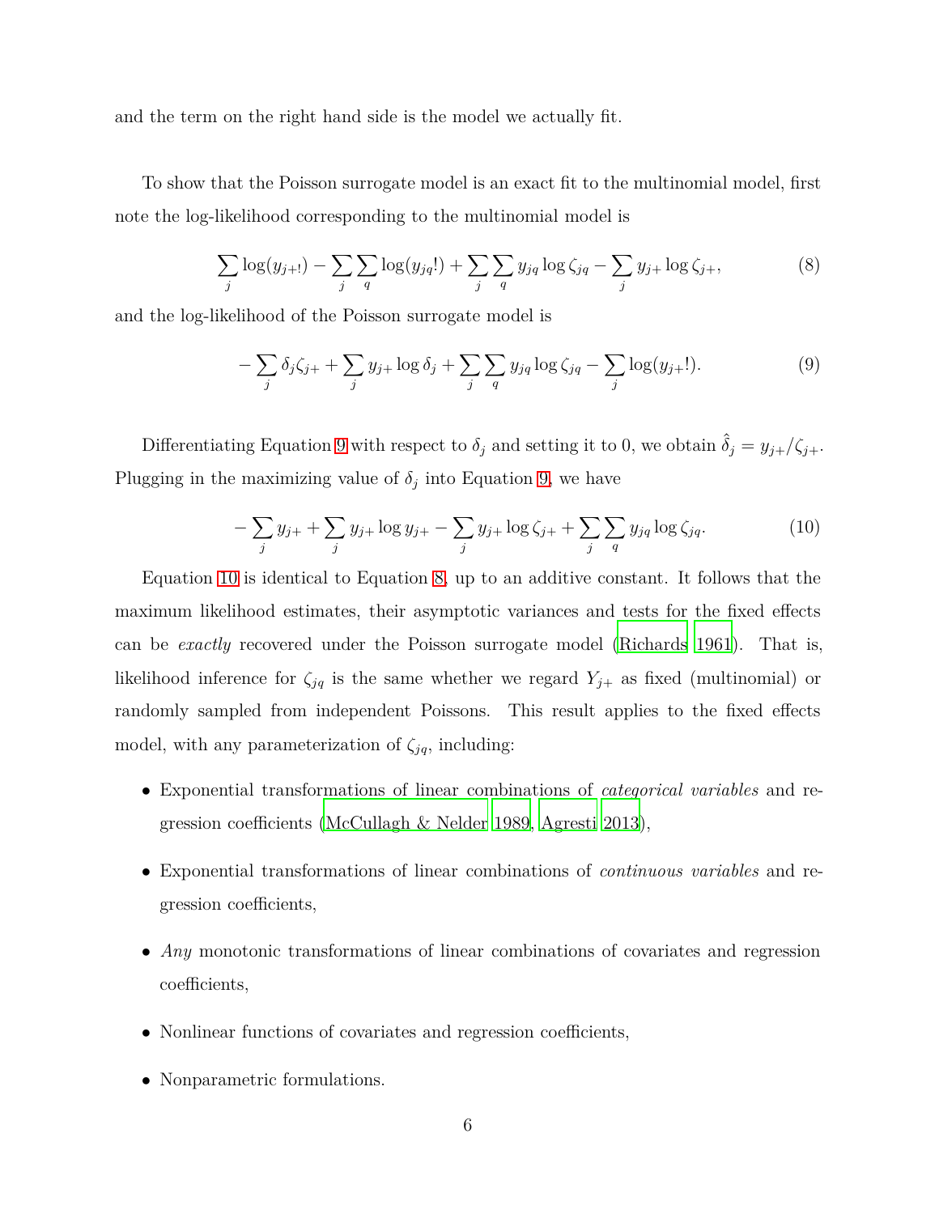and the term on the right hand side is the model we actually fit.

To show that the Poisson surrogate model is an exact fit to the multinomial model, first note the log-likelihood corresponding to the multinomial model is

$$\sum_j \log(y_{j+!}) - \sum_j \sum_q \log(y_{jq}!) + \sum_j \sum_q y_{jq} \log \zeta_{jq} - \sum_j y_{j+} \log \zeta_{j+}, \tag{8}$$

and the log-likelihood of the Poisson surrogate model is

$$-\sum_j \delta_j \zeta_{j+} + \sum_j y_{j+} \log \delta_j + \sum_j \sum_q y_{jq} \log \zeta_{jq} - \sum_j \log(y_{j+}!). \tag{9}$$

Differentiating Equation 9 with respect to $\delta_j$ and setting it to 0, we obtain $\hat{\delta}_j = y_{j+}/\zeta_{j+}$. Plugging in the maximizing value of $\delta_j$ into Equation 9, we have

$$-\sum_j y_{j+} + \sum_j y_{j+} \log y_{j+} - \sum_j y_{j+} \log \zeta_{j+} + \sum_j \sum_q y_{jq} \log \zeta_{jq}. \tag{10}$$

Equation 10 is identical to Equation 8, up to an additive constant. It follows that the maximum likelihood estimates, their asymptotic variances and tests for the fixed effects can be *exactly* recovered under the Poisson surrogate model (Richards 1961). That is, likelihood inference for $\zeta_{jq}$ is the same whether we regard $Y_{j+}$ as fixed (multinomial) or randomly sampled from independent Poissons. This result applies to the fixed effects model, with any parameterization of $\zeta_{jq}$, including:

- Exponential transformations of linear combinations of *categorical variables* and regression coefficients (McCullagh & Nelder 1989, Agresti 2013),
- Exponential transformations of linear combinations of *continuous variables* and regression coefficients,
- *Any* monotonic transformations of linear combinations of covariates and regression coefficients,
- Nonlinear functions of covariates and regression coefficients,
- Nonparametric formulations.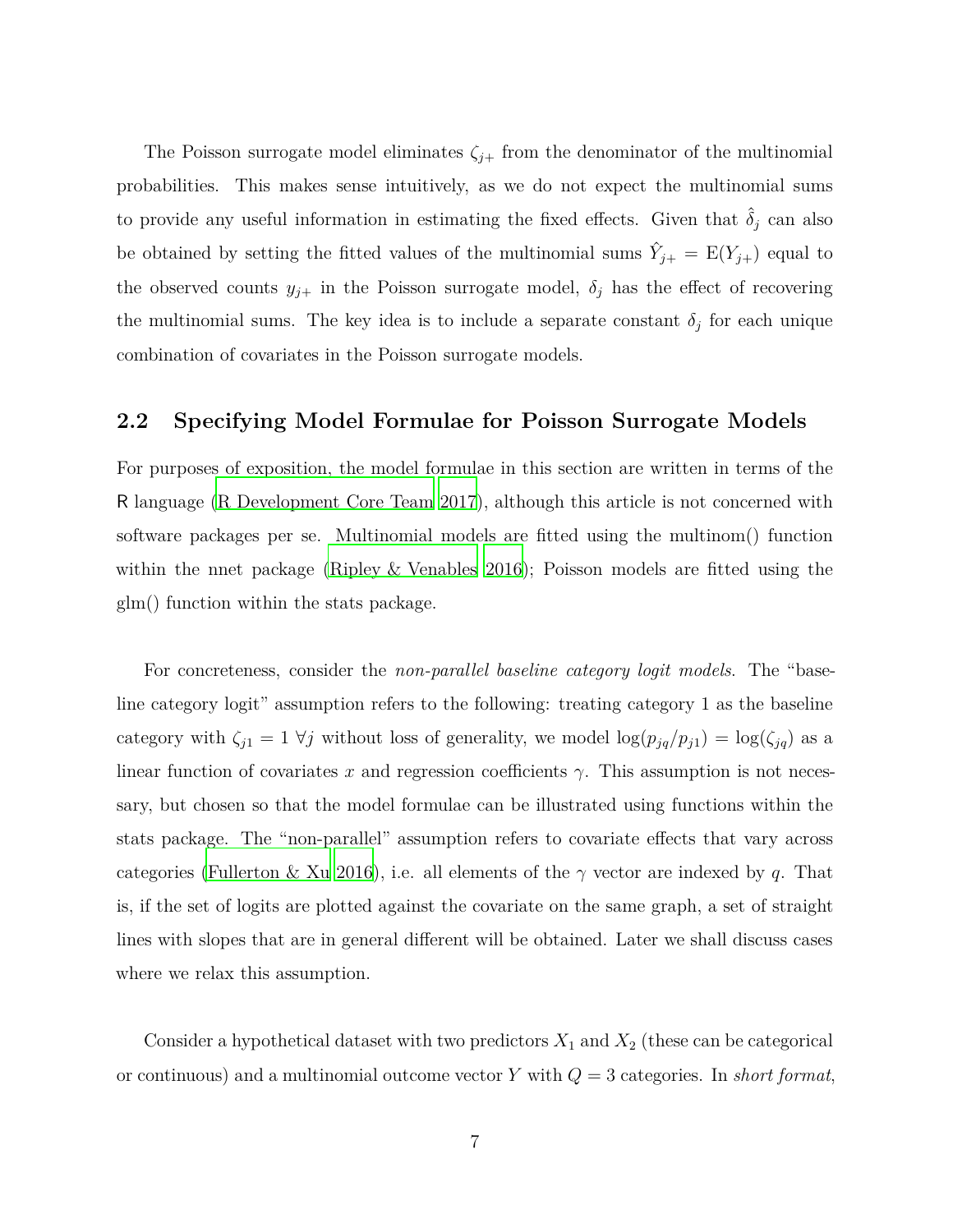The Poisson surrogate model eliminates $\zeta_{j+}$ from the denominator of the multinomial probabilities. This makes sense intuitively, as we do not expect the multinomial sums to provide any useful information in estimating the fixed effects. Given that $\hat{\delta}_j$ can also be obtained by setting the fitted values of the multinomial sums $\hat{Y}_{j+} = \mathrm{E}(Y_{j+})$ equal to the observed counts $y_{j+}$ in the Poisson surrogate model, $\delta_j$ has the effect of recovering the multinomial sums. The key idea is to include a separate constant $\delta_j$ for each unique combination of covariates in the Poisson surrogate models.

## 2.2 Specifying Model Formulae for Poisson Surrogate Models

For purposes of exposition, the model formulae in this section are written in terms of the R language (R Development Core Team 2017), although this article is not concerned with software packages per se. Multinomial models are fitted using the multinom() function within the nnet package (Ripley & Venables 2016); Poisson models are fitted using the glm() function within the stats package.

For concreteness, consider the *non-parallel baseline category logit models*. The "baseline category logit" assumption refers to the following: treating category 1 as the baseline category with $\zeta_{j1} = 1 \; \forall j$ without loss of generality, we model $\log(p_{jq}/p_{j1}) = \log(\zeta_{jq})$ as a linear function of covariates $x$ and regression coefficients $\gamma$. This assumption is not necessary, but chosen so that the model formulae can be illustrated using functions within the stats package. The "non-parallel" assumption refers to covariate effects that vary across categories (Fullerton & Xu 2016), i.e. all elements of the $\gamma$ vector are indexed by $q$. That is, if the set of logits are plotted against the covariate on the same graph, a set of straight lines with slopes that are in general different will be obtained. Later we shall discuss cases where we relax this assumption.

Consider a hypothetical dataset with two predictors $X_1$ and $X_2$ (these can be categorical or continuous) and a multinomial outcome vector $Y$ with $Q = 3$ categories. In *short format*,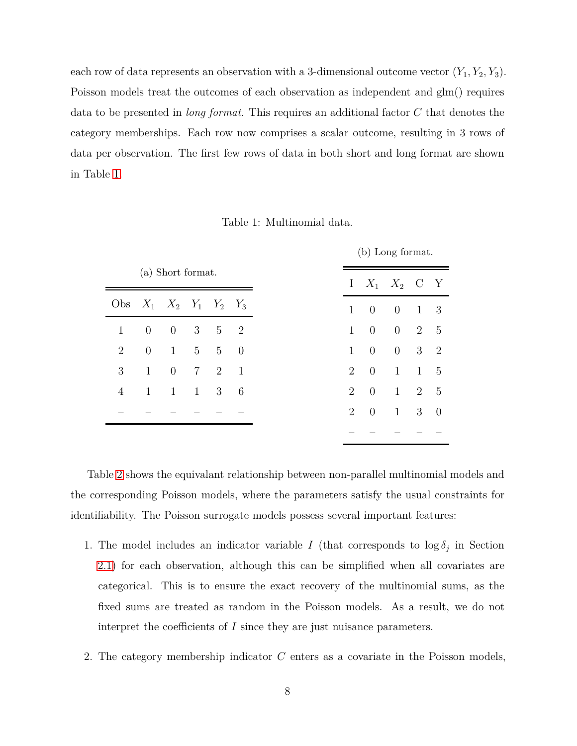each row of data represents an observation with a 3-dimensional outcome vector $(Y_1, Y_2, Y_3)$. Poisson models treat the outcomes of each observation as independent and glm() requires data to be presented in *long format*. This requires an additional factor $C$ that denotes the category memberships. Each row now comprises a scalar outcome, resulting in 3 rows of data per observation. The first few rows of data in both short and long format are shown in Table 1.

Table 1: Multinomial data.

(a) Short format.

| Obs | $X_1$ | $X_2$ | $Y_1$ | $Y_2$ | $Y_3$ |
|---|---|---|---|---|---|
| 1 | 0 | 0 | 3 | 5 | 2 |
| 2 | 0 | 1 | 5 | 5 | 0 |
| 3 | 1 | 0 | 7 | 2 | 1 |
| 4 | 1 | 1 | 1 | 3 | 6 |
| – | – | – | – | – | – |

(b) Long format.

| I | $X_1$ | $X_2$ | C | Y |
|---|---|---|---|---|
| 1 | 0 | 0 | 1 | 3 |
| 1 | 0 | 0 | 2 | 5 |
| 1 | 0 | 0 | 3 | 2 |
| 2 | 0 | 1 | 1 | 5 |
| 2 | 0 | 1 | 2 | 5 |
| 2 | 0 | 1 | 3 | 0 |
| – | – | – | – | – |

Table 2 shows the equivalant relationship between non-parallel multinomial models and the corresponding Poisson models, where the parameters satisfy the usual constraints for identifiability. The Poisson surrogate models possess several important features:

1. The model includes an indicator variable $I$ (that corresponds to $\log \delta_j$ in Section 2.1) for each observation, although this can be simplified when all covariates are categorical. This is to ensure the exact recovery of the multinomial sums, as the fixed sums are treated as random in the Poisson models. As a result, we do not interpret the coefficients of $I$ since they are just nuisance parameters.

2. The category membership indicator $C$ enters as a covariate in the Poisson models,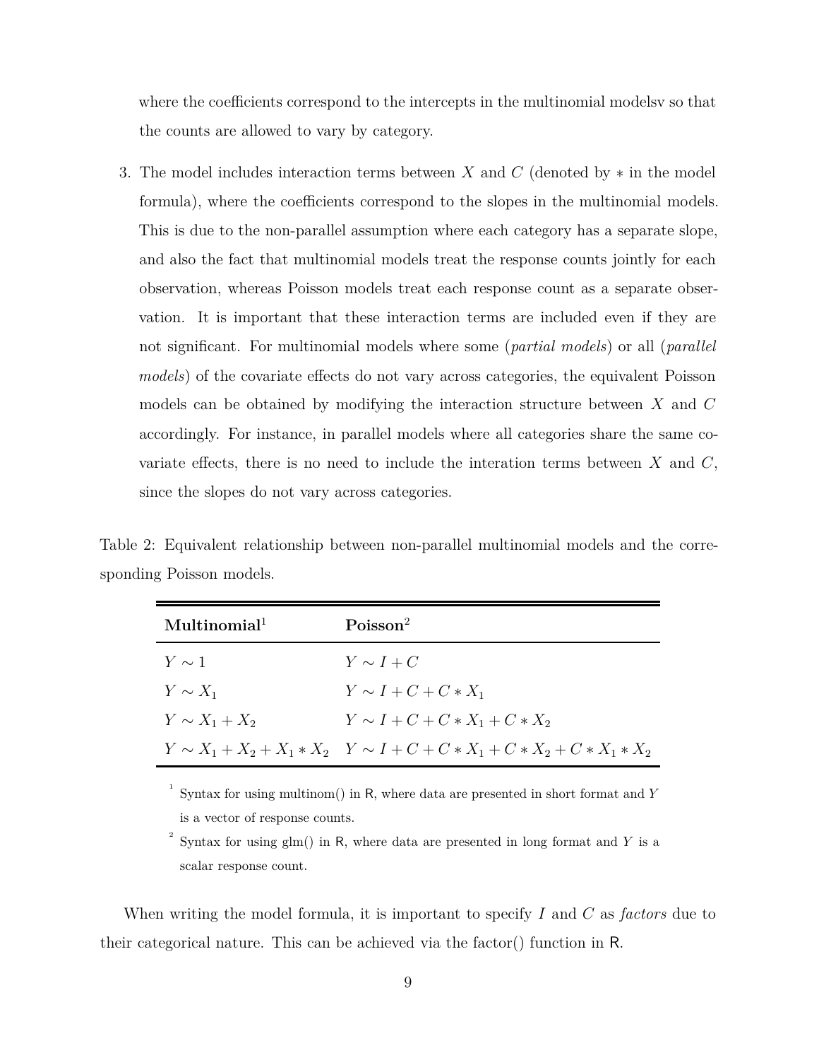where the coefficients correspond to the intercepts in the multinomial modelsv so that the counts are allowed to vary by category.

3. The model includes interaction terms between $X$ and $C$ (denoted by $*$ in the model formula), where the coefficients correspond to the slopes in the multinomial models. This is due to the non-parallel assumption where each category has a separate slope, and also the fact that multinomial models treat the response counts jointly for each observation, whereas Poisson models treat each response count as a separate observation. It is important that these interaction terms are included even if they are not significant. For multinomial models where some (*partial models*) or all (*parallel models*) of the covariate effects do not vary across categories, the equivalent Poisson models can be obtained by modifying the interaction structure between $X$ and $C$ accordingly. For instance, in parallel models where all categories share the same covariate effects, there is no need to include the interation terms between $X$ and $C$, since the slopes do not vary across categories.

Table 2: Equivalent relationship between non-parallel multinomial models and the corresponding Poisson models.

| **Multinomial**[1] | **Poisson**[2] |
|---|---|
| $Y \sim 1$ | $Y \sim I + C$ |
| $Y \sim X_1$ | $Y \sim I + C + C * X_1$ |
| $Y \sim X_1 + X_2$ | $Y \sim I + C + C * X_1 + C * X_2$ |
| $Y \sim X_1 + X_2 + X_1 * X_2$ | $Y \sim I + C + C * X_1 + C * X_2 + C * X_1 * X_2$ |

[1] Syntax for using multinom() in R, where data are presented in short format and $Y$ is a vector of response counts.

[2] Syntax for using glm() in R, where data are presented in long format and $Y$ is a scalar response count.

When writing the model formula, it is important to specify $I$ and $C$ as *factors* due to their categorical nature. This can be achieved via the factor() function in R.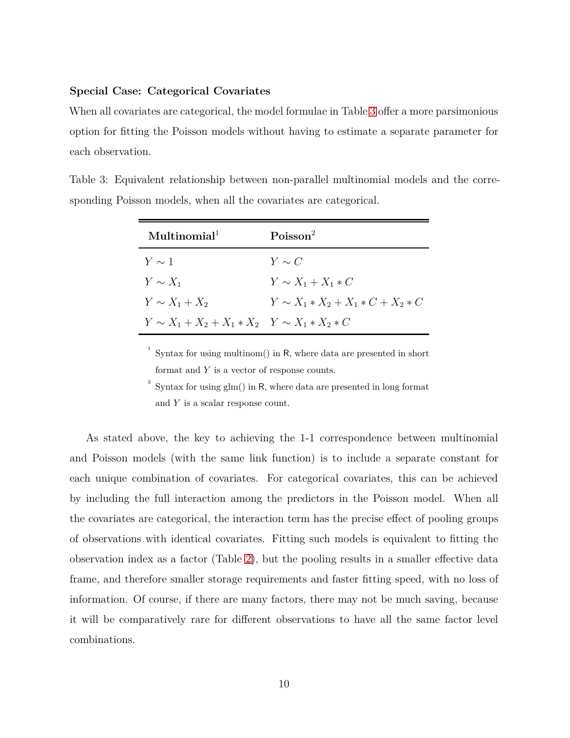**Special Case: Categorical Covariates**

When all covariates are categorical, the model formulae in Table 3 offer a more parsimonious option for fitting the Poisson models without having to estimate a separate parameter for each observation.

Table 3: Equivalent relationship between non-parallel multinomial models and the corresponding Poisson models, when all the covariates are categorical.

| **Multinomial**[1] | **Poisson**[2] |
|---|---|
| $Y \sim 1$ | $Y \sim C$ |
| $Y \sim X_1$ | $Y \sim X_1 + X_1 * C$ |
| $Y \sim X_1 + X_2$ | $Y \sim X_1 * X_2 + X_1 * C + X_2 * C$ |
| $Y \sim X_1 + X_2 + X_1 * X_2$ | $Y \sim X_1 * X_2 * C$ |

[1] Syntax for using multinom() in R, where data are presented in short format and $Y$ is a vector of response counts.

[2] Syntax for using glm() in R, where data are presented in long format and $Y$ is a scalar response count.

As stated above, the key to achieving the 1-1 correspondence between multinomial and Poisson models (with the same link function) is to include a separate constant for each unique combination of covariates. For categorical covariates, this can be achieved by including the full interaction among the predictors in the Poisson model. When all the covariates are categorical, the interaction term has the precise effect of pooling groups of observations with identical covariates. Fitting such models is equivalent to fitting the observation index as a factor (Table 2), but the pooling results in a smaller effective data frame, and therefore smaller storage requirements and faster fitting speed, with no loss of information. Of course, if there are many factors, there may not be much saving, because it will be comparatively rare for different observations to have all the same factor level combinations.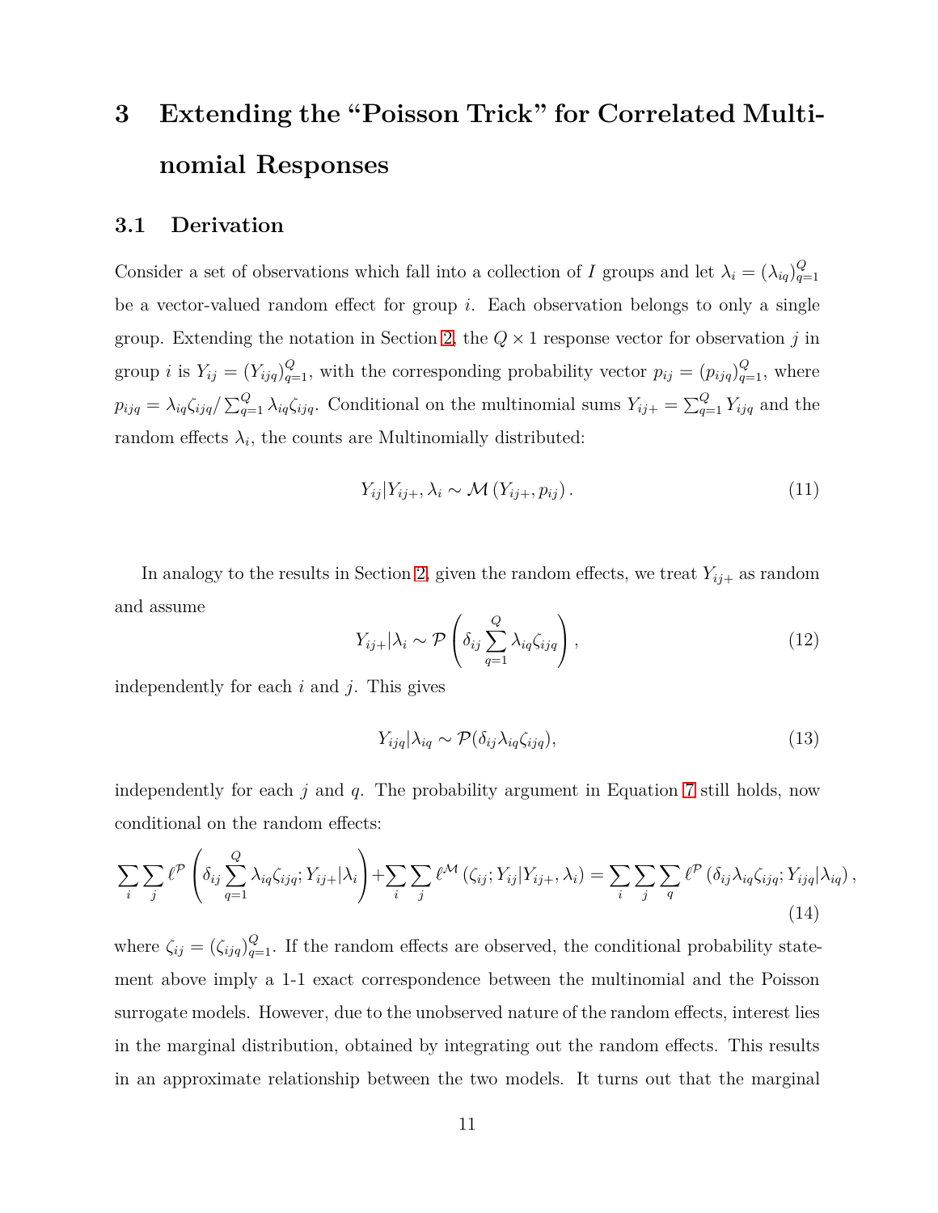# 3 Extending the "Poisson Trick" for Correlated Multinomial Responses

## 3.1 Derivation

Consider a set of observations which fall into a collection of $I$ groups and let $\lambda_i = (\lambda_{iq})_{q=1}^{Q}$ be a vector-valued random effect for group $i$. Each observation belongs to only a single group. Extending the notation in Section 2, the $Q \times 1$ response vector for observation $j$ in group $i$ is $Y_{ij} = (Y_{ijq})_{q=1}^{Q}$, with the corresponding probability vector $p_{ij} = (p_{ijq})_{q=1}^{Q}$, where $p_{ijq} = \lambda_{iq}\zeta_{ijq} / \sum_{q=1}^{Q} \lambda_{iq}\zeta_{ijq}$. Conditional on the multinomial sums $Y_{ij+} = \sum_{q=1}^{Q} Y_{ijq}$ and the random effects $\lambda_i$, the counts are Multinomially distributed:

$$Y_{ij} | Y_{ij+}, \lambda_i \sim \mathcal{M}\left(Y_{ij+}, p_{ij}\right). \tag{11}$$

In analogy to the results in Section 2, given the random effects, we treat $Y_{ij+}$ as random and assume

$$Y_{ij+} | \lambda_i \sim \mathcal{P}\left(\delta_{ij} \sum_{q=1}^{Q} \lambda_{iq}\zeta_{ijq}\right), \tag{12}$$

independently for each $i$ and $j$. This gives

$$Y_{ijq} | \lambda_{iq} \sim \mathcal{P}(\delta_{ij}\lambda_{iq}\zeta_{ijq}), \tag{13}$$

independently for each $j$ and $q$. The probability argument in Equation 7 still holds, now conditional on the random effects:

$$\sum_i \sum_j \ell^{\mathcal{P}}\left(\delta_{ij} \sum_{q=1}^{Q} \lambda_{iq}\zeta_{ijq}; Y_{ij+} | \lambda_i\right) + \sum_i \sum_j \ell^{\mathcal{M}}\left(\zeta_{ij}; Y_{ij} | Y_{ij+}, \lambda_i\right) = \sum_i \sum_j \sum_q \ell^{\mathcal{P}}\left(\delta_{ij}\lambda_{iq}\zeta_{ijq}; Y_{ijq} | \lambda_{iq}\right), \tag{14}$$

where $\zeta_{ij} = (\zeta_{ijq})_{q=1}^{Q}$. If the random effects are observed, the conditional probability statement above imply a 1-1 exact correspondence between the multinomial and the Poisson surrogate models. However, due to the unobserved nature of the random effects, interest lies in the marginal distribution, obtained by integrating out the random effects. This results in an approximate relationship between the two models. It turns out that the marginal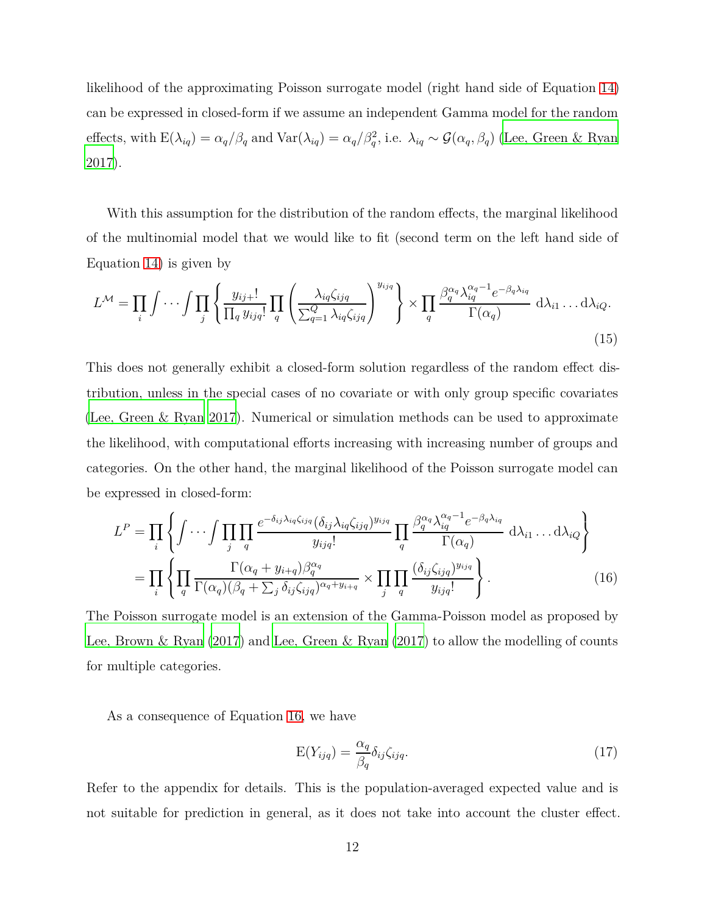likelihood of the approximating Poisson surrogate model (right hand side of Equation 14) can be expressed in closed-form if we assume an independent Gamma model for the random effects, with $\mathrm{E}(\lambda_{iq}) = \alpha_q/\beta_q$ and $\mathrm{Var}(\lambda_{iq}) = \alpha_q/\beta_q^2$, i.e. $\lambda_{iq} \sim \mathcal{G}(\alpha_q, \beta_q)$ (Lee, Green & Ryan 2017).

With this assumption for the distribution of the random effects, the marginal likelihood of the multinomial model that we would like to fit (second term on the left hand side of Equation 14) is given by

$$L^{\mathcal{M}} = \prod_i \int \cdots \int \prod_j \left\{ \frac{y_{ij+}!}{\prod_q y_{ijq}!} \prod_q \left( \frac{\lambda_{iq}\zeta_{ijq}}{\sum_{q=1}^{Q} \lambda_{iq}\zeta_{ijq}} \right)^{y_{ijq}} \right\} \times \prod_q \frac{\beta_q^{\alpha_q} \lambda_{iq}^{\alpha_q - 1} e^{-\beta_q \lambda_{iq}}}{\Gamma(\alpha_q)} \, \mathrm{d}\lambda_{i1} \ldots \mathrm{d}\lambda_{iQ}. \tag{15}$$

This does not generally exhibit a closed-form solution regardless of the random effect distribution, unless in the special cases of no covariate or with only group specific covariates (Lee, Green & Ryan 2017). Numerical or simulation methods can be used to approximate the likelihood, with computational efforts increasing with increasing number of groups and categories. On the other hand, the marginal likelihood of the Poisson surrogate model can be expressed in closed-form:

$$\begin{aligned} L^P &= \prod_i \left\{ \int \cdots \int \prod_j \prod_q \frac{e^{-\delta_{ij}\lambda_{iq}\zeta_{ijq}} (\delta_{ij}\lambda_{iq}\zeta_{ijq})^{y_{ijq}}}{y_{ijq}!} \prod_q \frac{\beta_q^{\alpha_q} \lambda_{iq}^{\alpha_q - 1} e^{-\beta_q \lambda_{iq}}}{\Gamma(\alpha_q)} \, \mathrm{d}\lambda_{i1} \ldots \mathrm{d}\lambda_{iQ} \right\} \\ &= \prod_i \left\{ \prod_q \frac{\Gamma(\alpha_q + y_{i+q}) \beta_q^{\alpha_q}}{\Gamma(\alpha_q)(\beta_q + \sum_j \delta_{ij}\zeta_{ijq})^{\alpha_q + y_{i+q}}} \times \prod_j \prod_q \frac{(\delta_{ij}\zeta_{ijq})^{y_{ijq}}}{y_{ijq}!} \right\}. \end{aligned} \tag{16}$$

The Poisson surrogate model is an extension of the Gamma-Poisson model as proposed by Lee, Brown & Ryan (2017) and Lee, Green & Ryan (2017) to allow the modelling of counts for multiple categories.

As a consequence of Equation 16, we have

$$\mathrm{E}(Y_{ijq}) = \frac{\alpha_q}{\beta_q} \delta_{ij}\zeta_{ijq}. \tag{17}$$

Refer to the appendix for details. This is the population-averaged expected value and is not suitable for prediction in general, as it does not take into account the cluster effect.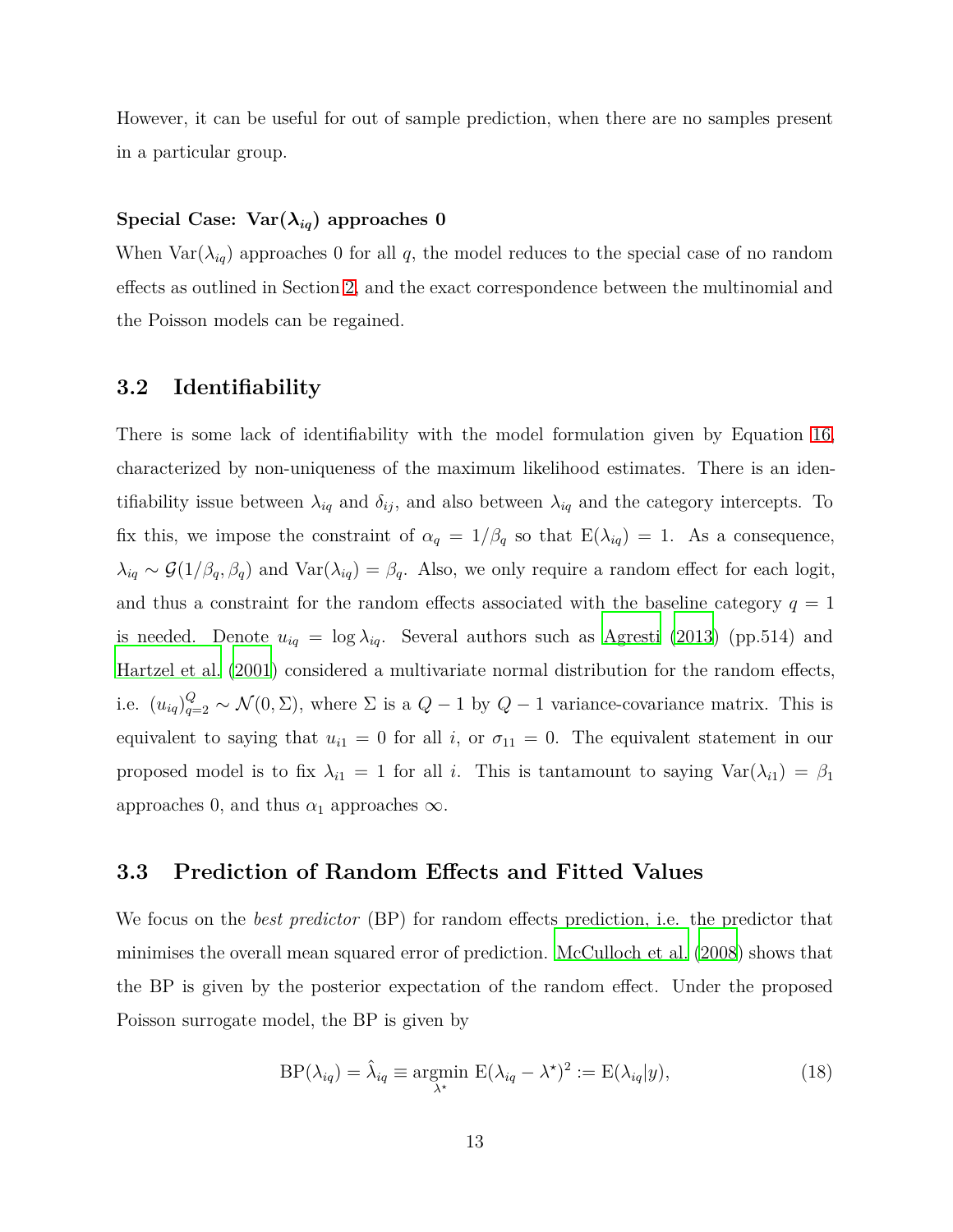However, it can be useful for out of sample prediction, when there are no samples present in a particular group.

**Special Case: $\text{Var}(\boldsymbol{\lambda}_{iq})$ approaches 0**

When $\text{Var}(\lambda_{iq})$ approaches 0 for all $q$, the model reduces to the special case of no random effects as outlined in Section 2, and the exact correspondence between the multinomial and the Poisson models can be regained.

## 3.2 Identifiability

There is some lack of identifiability with the model formulation given by Equation 16, characterized by non-uniqueness of the maximum likelihood estimates. There is an identifiability issue between $\lambda_{iq}$ and $\delta_{ij}$, and also between $\lambda_{iq}$ and the category intercepts. To fix this, we impose the constraint of $\alpha_q = 1/\beta_q$ so that $\text{E}(\lambda_{iq}) = 1$. As a consequence, $\lambda_{iq} \sim \mathcal{G}(1/\beta_q, \beta_q)$ and $\text{Var}(\lambda_{iq}) = \beta_q$. Also, we only require a random effect for each logit, and thus a constraint for the random effects associated with the baseline category $q = 1$ is needed. Denote $u_{iq} = \log \lambda_{iq}$. Several authors such as Agresti (2013) (pp.514) and Hartzel et al. (2001) considered a multivariate normal distribution for the random effects, i.e. $(u_{iq})_{q=2}^{Q} \sim \mathcal{N}(0, \Sigma)$, where $\Sigma$ is a $Q-1$ by $Q-1$ variance-covariance matrix. This is equivalent to saying that $u_{i1} = 0$ for all $i$, or $\sigma_{11} = 0$. The equivalent statement in our proposed model is to fix $\lambda_{i1} = 1$ for all $i$. This is tantamount to saying $\text{Var}(\lambda_{i1}) = \beta_1$ approaches 0, and thus $\alpha_1$ approaches $\infty$.

## 3.3 Prediction of Random Effects and Fitted Values

We focus on the *best predictor* (BP) for random effects prediction, i.e. the predictor that minimises the overall mean squared error of prediction. McCulloch et al. (2008) shows that the BP is given by the posterior expectation of the random effect. Under the proposed Poisson surrogate model, the BP is given by

$$\text{BP}(\lambda_{iq}) = \hat{\lambda}_{iq} \equiv \underset{\lambda^{\star}}{\text{argmin}}\ \text{E}(\lambda_{iq} - \lambda^{\star})^2 := \text{E}(\lambda_{iq}|y), \tag{18}$$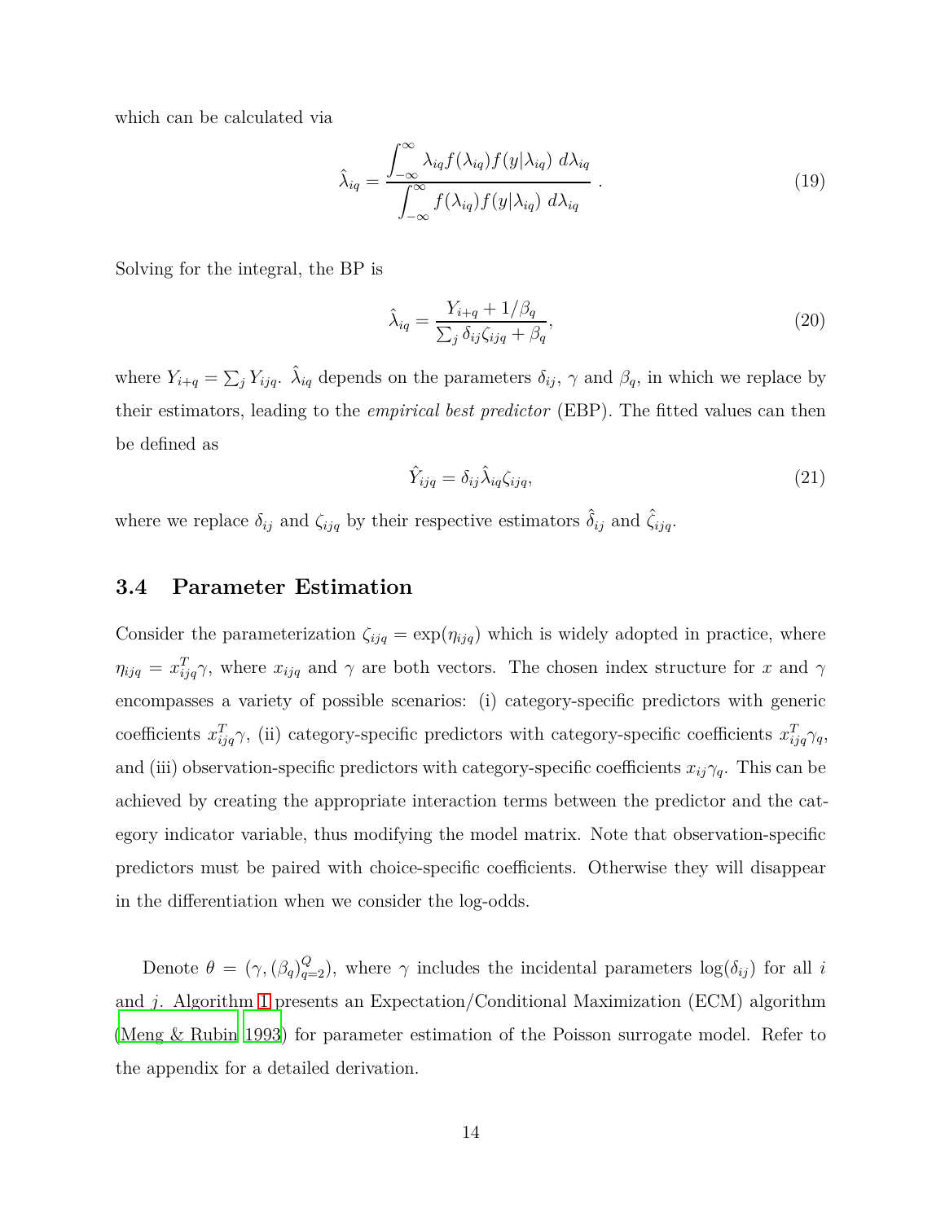which can be calculated via

$$\hat{\lambda}_{iq} = \frac{\displaystyle\int_{-\infty}^{\infty} \lambda_{iq} f(\lambda_{iq}) f(y|\lambda_{iq}) \; d\lambda_{iq}}{\displaystyle\int_{-\infty}^{\infty} f(\lambda_{iq}) f(y|\lambda_{iq}) \; d\lambda_{iq}} \; . \tag{19}$$

Solving for the integral, the BP is

$$\hat{\lambda}_{iq} = \frac{Y_{i+q} + 1/\beta_q}{\sum_j \delta_{ij}\zeta_{ijq} + \beta_q}, \tag{20}$$

where $Y_{i+q} = \sum_j Y_{ijq}$. $\hat{\lambda}_{iq}$ depends on the parameters $\delta_{ij}$, $\gamma$ and $\beta_q$, in which we replace by their estimators, leading to the *empirical best predictor* (EBP). The fitted values can then be defined as

$$\hat{Y}_{ijq} = \delta_{ij}\hat{\lambda}_{iq}\zeta_{ijq}, \tag{21}$$

where we replace $\delta_{ij}$ and $\zeta_{ijq}$ by their respective estimators $\hat{\delta}_{ij}$ and $\hat{\zeta}_{ijq}$.

### 3.4 Parameter Estimation

Consider the parameterization $\zeta_{ijq} = \exp(\eta_{ijq})$ which is widely adopted in practice, where $\eta_{ijq} = x_{ijq}^T\gamma$, where $x_{ijq}$ and $\gamma$ are both vectors. The chosen index structure for $x$ and $\gamma$ encompasses a variety of possible scenarios: (i) category-specific predictors with generic coefficients $x_{ijq}^T\gamma$, (ii) category-specific predictors with category-specific coefficients $x_{ijq}^T\gamma_q$, and (iii) observation-specific predictors with category-specific coefficients $x_{ij}\gamma_q$. This can be achieved by creating the appropriate interaction terms between the predictor and the category indicator variable, thus modifying the model matrix. Note that observation-specific predictors must be paired with choice-specific coefficients. Otherwise they will disappear in the differentiation when we consider the log-odds.

Denote $\theta = (\gamma, (\beta_q)_{q=2}^Q)$, where $\gamma$ includes the incidental parameters $\log(\delta_{ij})$ for all $i$ and $j$. Algorithm 1 presents an Expectation/Conditional Maximization (ECM) algorithm (Meng & Rubin 1993) for parameter estimation of the Poisson surrogate model. Refer to the appendix for a detailed derivation.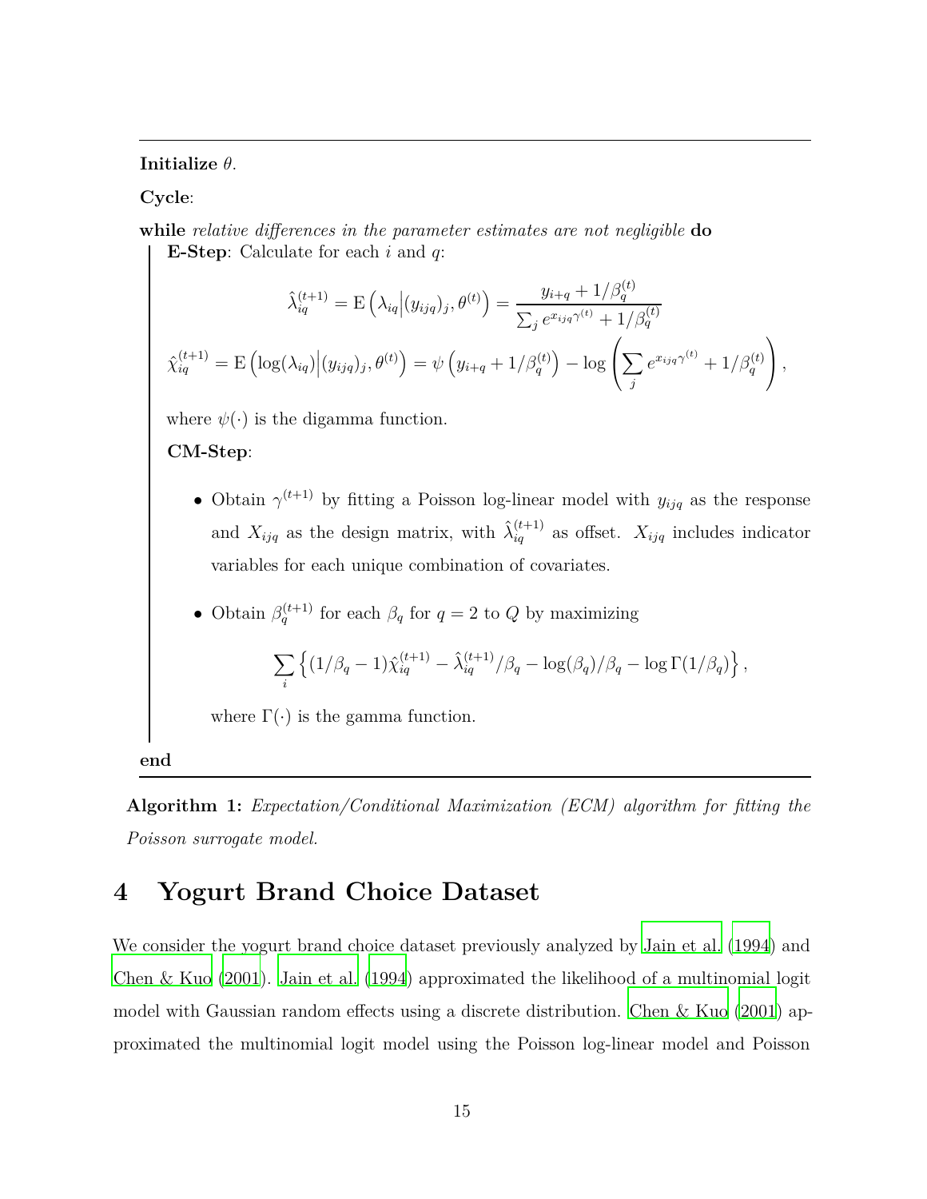---

**Initialize** $\theta$.

**Cycle**:

**while** *relative differences in the parameter estimates are not negligible* **do**

**E-Step**: Calculate for each $i$ and $q$:

$$\hat{\lambda}_{iq}^{(t+1)} = \mathrm{E}\left(\lambda_{iq} \middle| (y_{ijq})_j, \theta^{(t)}\right) = \frac{y_{i+q} + 1/\beta_q^{(t)}}{\sum_j e^{x_{ijq}\gamma^{(t)}} + 1/\beta_q^{(t)}}$$

$$\hat{\chi}_{iq}^{(t+1)} = \mathrm{E}\left(\log(\lambda_{iq}) \middle| (y_{ijq})_j, \theta^{(t)}\right) = \psi\left(y_{i+q} + 1/\beta_q^{(t)}\right) - \log\left(\sum_j e^{x_{ijq}\gamma^{(t)}} + 1/\beta_q^{(t)}\right),$$

where $\psi(\cdot)$ is the digamma function.

**CM-Step**:

- Obtain $\gamma^{(t+1)}$ by fitting a Poisson log-linear model with $y_{ijq}$ as the response and $X_{ijq}$ as the design matrix, with $\hat{\lambda}_{iq}^{(t+1)}$ as offset. $X_{ijq}$ includes indicator variables for each unique combination of covariates.

- Obtain $\beta_q^{(t+1)}$ for each $\beta_q$ for $q = 2$ to $Q$ by maximizing

$$\sum_i \left\{ (1/\beta_q - 1)\hat{\chi}_{iq}^{(t+1)} - \hat{\lambda}_{iq}^{(t+1)}/\beta_q - \log(\beta_q)/\beta_q - \log\Gamma(1/\beta_q) \right\},$$

where $\Gamma(\cdot)$ is the gamma function.

**end**

---

**Algorithm 1:** *Expectation/Conditional Maximization (ECM) algorithm for fitting the Poisson surrogate model.*

# 4 Yogurt Brand Choice Dataset

We consider the yogurt brand choice dataset previously analyzed by Jain et al. (1994) and Chen & Kuo (2001). Jain et al. (1994) approximated the likelihood of a multinomial logit model with Gaussian random effects using a discrete distribution. Chen & Kuo (2001) approximated the multinomial logit model using the Poisson log-linear model and Poisson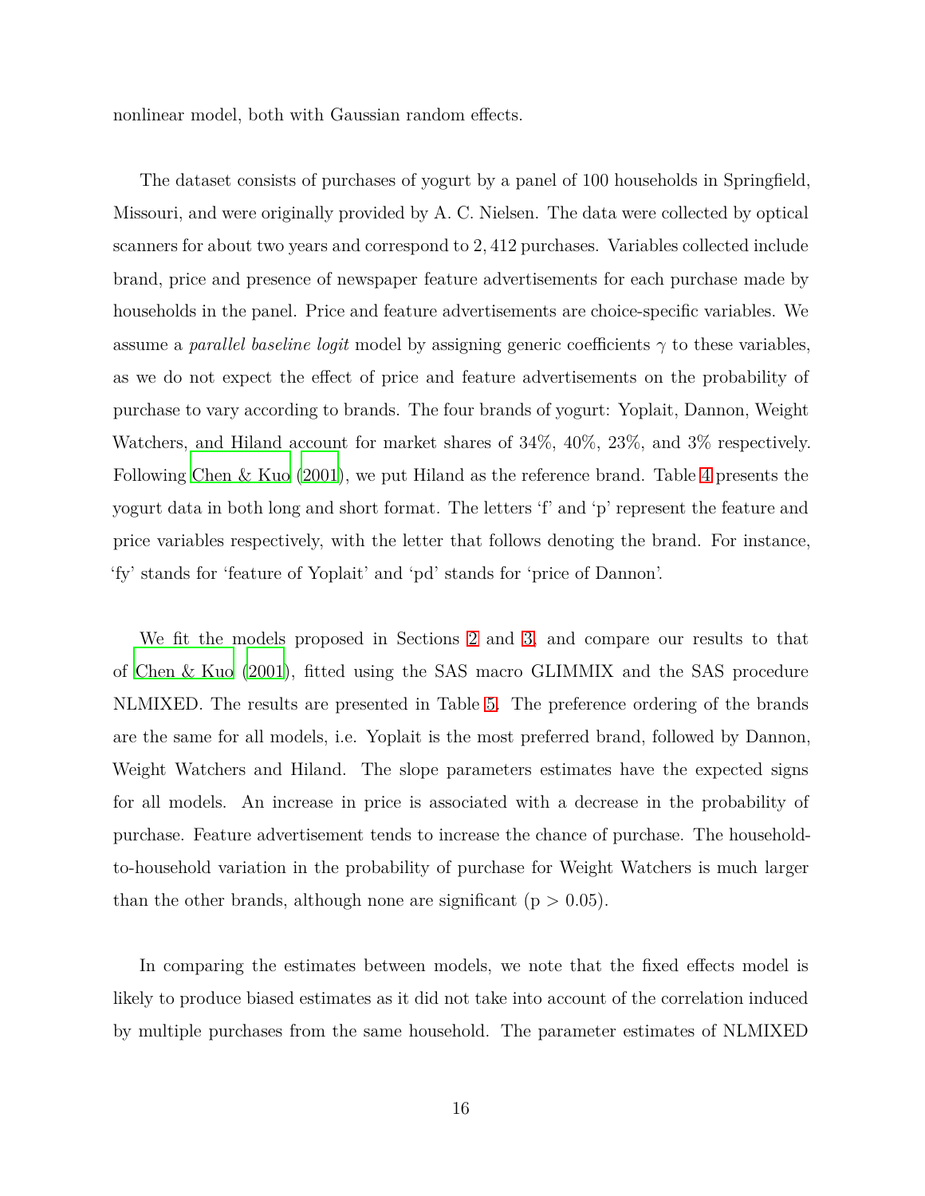nonlinear model, both with Gaussian random effects.

The dataset consists of purchases of yogurt by a panel of 100 households in Springfield, Missouri, and were originally provided by A. C. Nielsen. The data were collected by optical scanners for about two years and correspond to 2,412 purchases. Variables collected include brand, price and presence of newspaper feature advertisements for each purchase made by households in the panel. Price and feature advertisements are choice-specific variables. We assume a *parallel baseline logit* model by assigning generic coefficients $\gamma$ to these variables, as we do not expect the effect of price and feature advertisements on the probability of purchase to vary according to brands. The four brands of yogurt: Yoplait, Dannon, Weight Watchers, and Hiland account for market shares of 34%, 40%, 23%, and 3% respectively. Following Chen & Kuo (2001), we put Hiland as the reference brand. Table 4 presents the yogurt data in both long and short format. The letters 'f' and 'p' represent the feature and price variables respectively, with the letter that follows denoting the brand. For instance, 'fy' stands for 'feature of Yoplait' and 'pd' stands for 'price of Dannon'.

We fit the models proposed in Sections 2 and 3, and compare our results to that of Chen & Kuo (2001), fitted using the SAS macro GLIMMIX and the SAS procedure NLMIXED. The results are presented in Table 5. The preference ordering of the brands are the same for all models, i.e. Yoplait is the most preferred brand, followed by Dannon, Weight Watchers and Hiland. The slope parameters estimates have the expected signs for all models. An increase in price is associated with a decrease in the probability of purchase. Feature advertisement tends to increase the chance of purchase. The household-to-household variation in the probability of purchase for Weight Watchers is much larger than the other brands, although none are significant ($p > 0.05$).

In comparing the estimates between models, we note that the fixed effects model is likely to produce biased estimates as it did not take into account of the correlation induced by multiple purchases from the same household. The parameter estimates of NLMIXED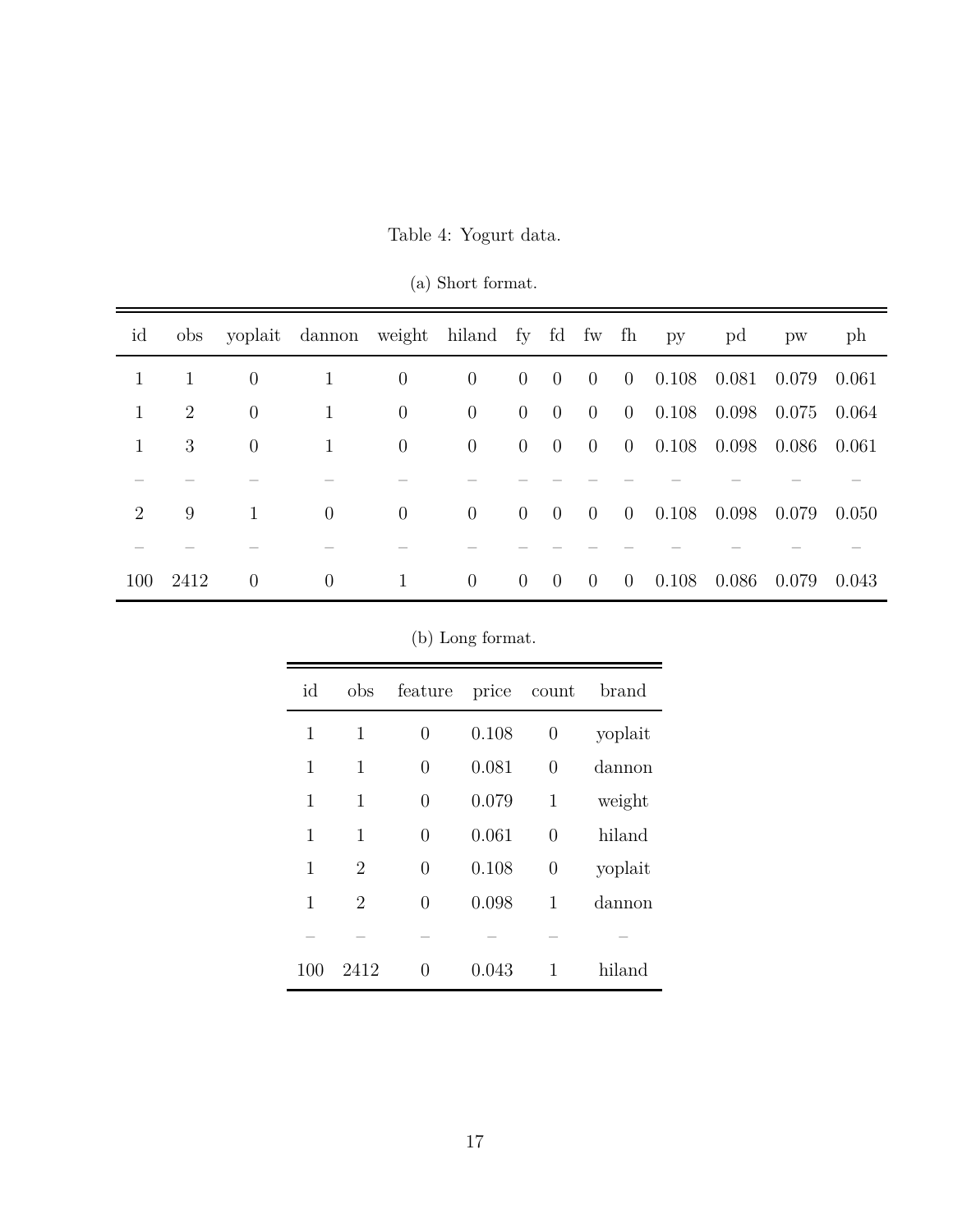Table 4: Yogurt data.

(a) Short format.

| id | obs | yoplait | dannon | weight | hiland | fy | fd | fw | fh | py | pd | pw | ph |
|---|---|---|---|---|---|---|---|---|---|---|---|---|---|
| 1 | 1 | 0 | 1 | 0 | 0 | 0 | 0 | 0 | 0 | 0.108 | 0.081 | 0.079 | 0.061 |
| 1 | 2 | 0 | 1 | 0 | 0 | 0 | 0 | 0 | 0 | 0.108 | 0.098 | 0.075 | 0.064 |
| 1 | 3 | 0 | 1 | 0 | 0 | 0 | 0 | 0 | 0 | 0.108 | 0.098 | 0.086 | 0.061 |
| – | – | – | – | – | – | – | – | – | – | – | – | – | – |
| 2 | 9 | 1 | 0 | 0 | 0 | 0 | 0 | 0 | 0 | 0.108 | 0.098 | 0.079 | 0.050 |
| – | – | – | – | – | – | – | – | – | – | – | – | – | – |
| 100 | 2412 | 0 | 0 | 1 | 0 | 0 | 0 | 0 | 0 | 0.108 | 0.086 | 0.079 | 0.043 |

(b) Long format.

| id | obs | feature | price | count | brand |
|---|---|---|---|---|---|
| 1 | 1 | 0 | 0.108 | 0 | yoplait |
| 1 | 1 | 0 | 0.081 | 0 | dannon |
| 1 | 1 | 0 | 0.079 | 1 | weight |
| 1 | 1 | 0 | 0.061 | 0 | hiland |
| 1 | 2 | 0 | 0.108 | 0 | yoplait |
| 1 | 2 | 0 | 0.098 | 1 | dannon |
| – | – | – | – | – | – |
| 100 | 2412 | 0 | 0.043 | 1 | hiland |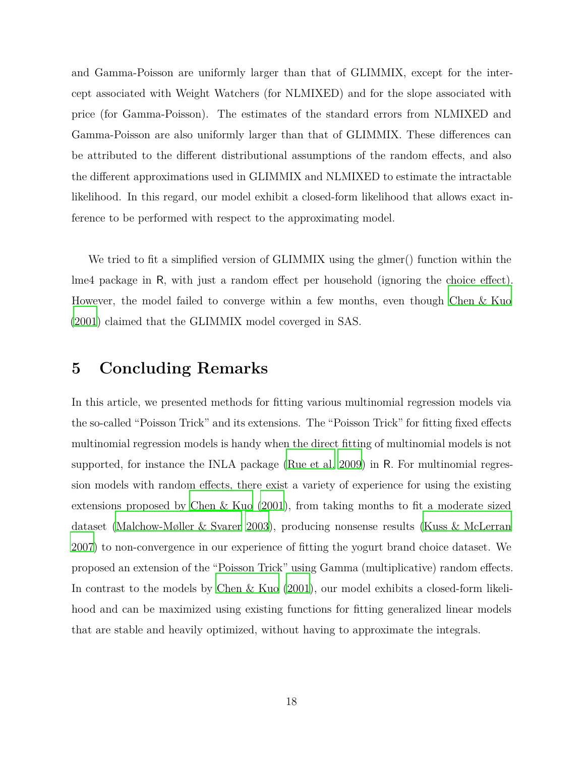and Gamma-Poisson are uniformly larger than that of GLIMMIX, except for the intercept associated with Weight Watchers (for NLMIXED) and for the slope associated with price (for Gamma-Poisson). The estimates of the standard errors from NLMIXED and Gamma-Poisson are also uniformly larger than that of GLIMMIX. These differences can be attributed to the different distributional assumptions of the random effects, and also the different approximations used in GLIMMIX and NLMIXED to estimate the intractable likelihood. In this regard, our model exhibit a closed-form likelihood that allows exact inference to be performed with respect to the approximating model.

We tried to fit a simplified version of GLIMMIX using the glmer() function within the lme4 package in R, with just a random effect per household (ignoring the choice effect). However, the model failed to converge within a few months, even though Chen & Kuo (2001) claimed that the GLIMMIX model coverged in SAS.

# 5 Concluding Remarks

In this article, we presented methods for fitting various multinomial regression models via the so-called "Poisson Trick" and its extensions. The "Poisson Trick" for fitting fixed effects multinomial regression models is handy when the direct fitting of multinomial models is not supported, for instance the INLA package (Rue et al. 2009) in R. For multinomial regression models with random effects, there exist a variety of experience for using the existing extensions proposed by Chen & Kuo (2001), from taking months to fit a moderate sized dataset (Malchow-Møller & Svarer 2003), producing nonsense results (Kuss & McLerran 2007) to non-convergence in our experience of fitting the yogurt brand choice dataset. We proposed an extension of the "Poisson Trick" using Gamma (multiplicative) random effects. In contrast to the models by Chen & Kuo (2001), our model exhibits a closed-form likelihood and can be maximized using existing functions for fitting generalized linear models that are stable and heavily optimized, without having to approximate the integrals.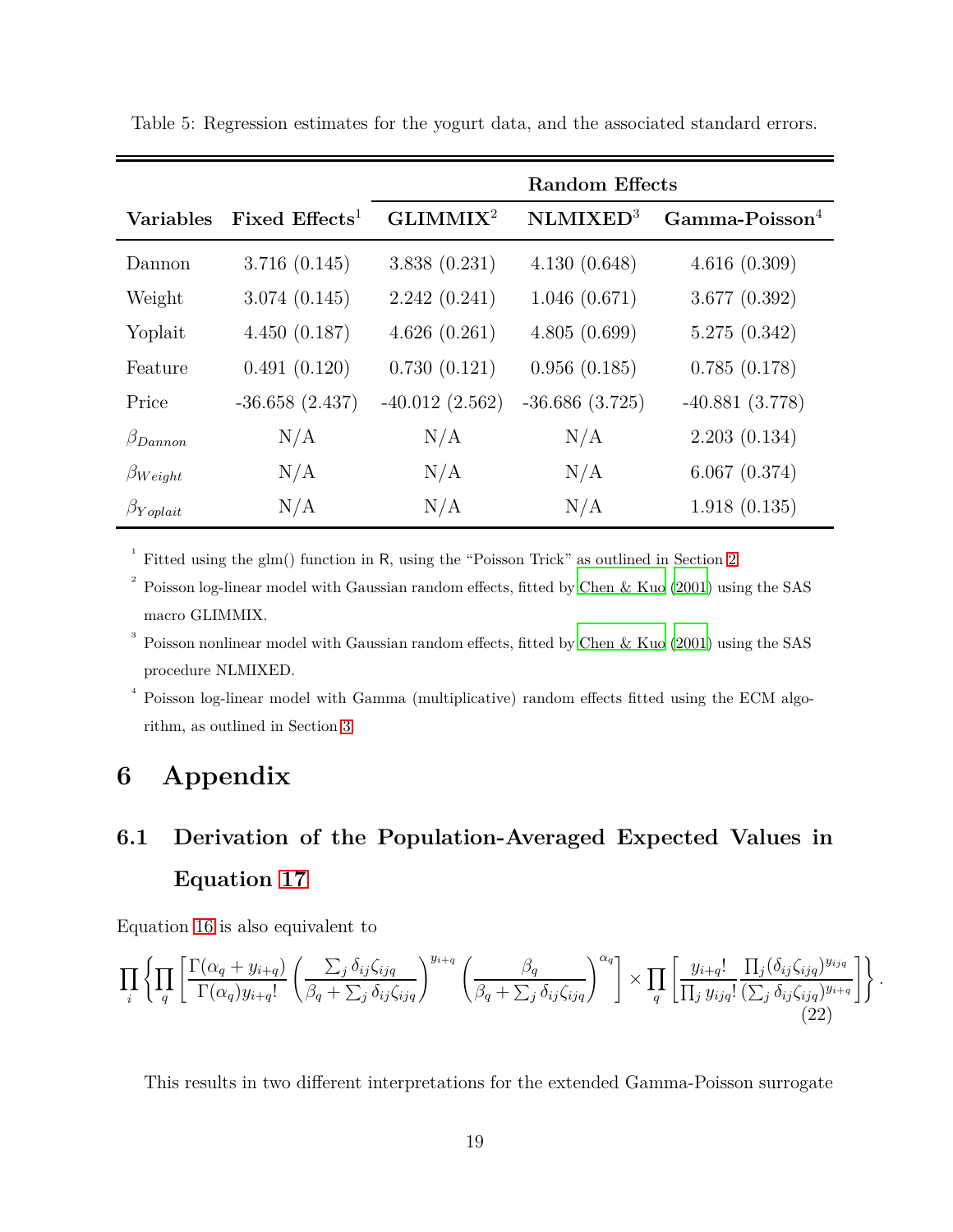Table 5: Regression estimates for the yogurt data, and the associated standard errors.

| | | Random Effects | | |
|---|---|---|---|---|
| **Variables** | **Fixed Effects**[1] | **GLIMMIX**[2] | **NLMIXED**[3] | **Gamma-Poisson**[4] |
| Dannon | 3.716 (0.145) | 3.838 (0.231) | 4.130 (0.648) | 4.616 (0.309) |
| Weight | 3.074 (0.145) | 2.242 (0.241) | 1.046 (0.671) | 3.677 (0.392) |
| Yoplait | 4.450 (0.187) | 4.626 (0.261) | 4.805 (0.699) | 5.275 (0.342) |
| Feature | 0.491 (0.120) | 0.730 (0.121) | 0.956 (0.185) | 0.785 (0.178) |
| Price | -36.658 (2.437) | -40.012 (2.562) | -36.686 (3.725) | -40.881 (3.778) |
| $\beta_{Dannon}$ | N/A | N/A | N/A | 2.203 (0.134) |
| $\beta_{Weight}$ | N/A | N/A | N/A | 6.067 (0.374) |
| $\beta_{Yoplait}$ | N/A | N/A | N/A | 1.918 (0.135) |

[1] Fitted using the glm() function in R, using the "Poisson Trick" as outlined in Section 2.

[2] Poisson log-linear model with Gaussian random effects, fitted by Chen & Kuo (2001) using the SAS macro GLIMMIX.

[3] Poisson nonlinear model with Gaussian random effects, fitted by Chen & Kuo (2001) using the SAS procedure NLMIXED.

[4] Poisson log-linear model with Gamma (multiplicative) random effects fitted using the ECM algorithm, as outlined in Section 3.

# 6 Appendix

## 6.1 Derivation of the Population-Averaged Expected Values in Equation 17

Equation 16 is also equivalent to

$$\prod_i \left\{ \prod_q \left[ \frac{\Gamma(\alpha_q + y_{i+q})}{\Gamma(\alpha_q) y_{i+q}!} \left( \frac{\sum_j \delta_{ij}\zeta_{ijq}}{\beta_q + \sum_j \delta_{ij}\zeta_{ijq}} \right)^{y_{i+q}} \left( \frac{\beta_q}{\beta_q + \sum_j \delta_{ij}\zeta_{ijq}} \right)^{\alpha_q} \right] \times \prod_q \left[ \frac{y_{i+q}!}{\prod_j y_{ijq}!} \frac{\prod_j (\delta_{ij}\zeta_{ijq})^{y_{ijq}}}{(\sum_j \delta_{ij}\zeta_{ijq})^{y_{i+q}}} \right] \right\}. \tag{22}$$

This results in two different interpretations for the extended Gamma-Poisson surrogate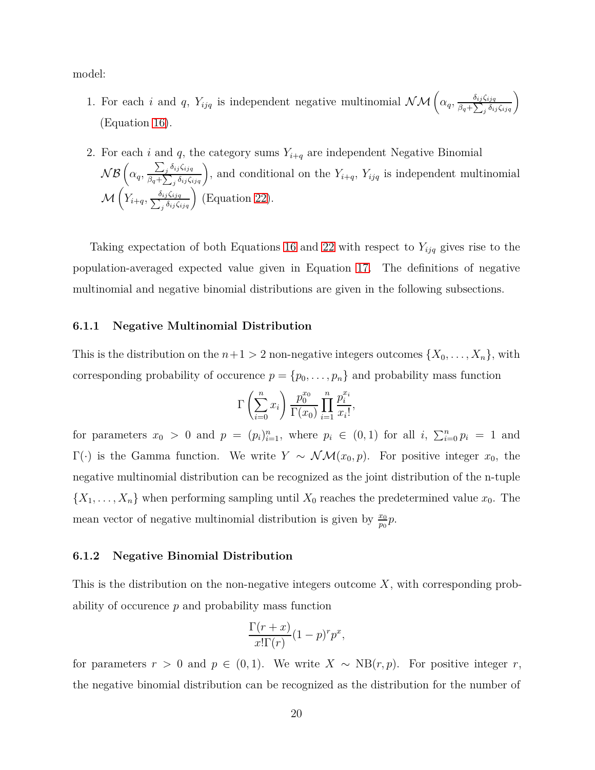model:

1. For each $i$ and $q$, $Y_{ijq}$ is independent negative multinomial $\mathcal{NM}\left(\alpha_q, \frac{\delta_{ij}\zeta_{ijq}}{\beta_q+\sum_j \delta_{ij}\zeta_{ijq}}\right)$ (Equation 16).

2. For each $i$ and $q$, the category sums $Y_{i+q}$ are independent Negative Binomial $\mathcal{NB}\left(\alpha_q, \frac{\sum_j \delta_{ij}\zeta_{ijq}}{\beta_q+\sum_j \delta_{ij}\zeta_{ijq}}\right)$, and conditional on the $Y_{i+q}$, $Y_{ijq}$ is independent multinomial $\mathcal{M}\left(Y_{i+q}, \frac{\delta_{ij}\zeta_{ijq}}{\sum_j \delta_{ij}\zeta_{ijq}}\right)$ (Equation 22).

Taking expectation of both Equations 16 and 22 with respect to $Y_{ijq}$ gives rise to the population-averaged expected value given in Equation 17. The definitions of negative multinomial and negative binomial distributions are given in the following subsections.

### 6.1.1 Negative Multinomial Distribution

This is the distribution on the $n+1 > 2$ non-negative integers outcomes $\{X_0, \ldots, X_n\}$, with corresponding probability of occurence $p = \{p_0, \ldots, p_n\}$ and probability mass function

$$\Gamma\left(\sum_{i=0}^{n} x_i\right) \frac{p_0^{x_0}}{\Gamma(x_0)} \prod_{i=1}^{n} \frac{p_i^{x_i}}{x_i!},$$

for parameters $x_0 > 0$ and $p = (p_i)_{i=1}^n$, where $p_i \in (0,1)$ for all $i$, $\sum_{i=0}^n p_i = 1$ and $\Gamma(\cdot)$ is the Gamma function. We write $Y \sim \mathcal{NM}(x_0, p)$. For positive integer $x_0$, the negative multinomial distribution can be recognized as the joint distribution of the n-tuple $\{X_1, \ldots, X_n\}$ when performing sampling until $X_0$ reaches the predetermined value $x_0$. The mean vector of negative multinomial distribution is given by $\frac{x_0}{p_0}p$.

### 6.1.2 Negative Binomial Distribution

This is the distribution on the non-negative integers outcome $X$, with corresponding probability of occurence $p$ and probability mass function

$$\frac{\Gamma(r+x)}{x!\Gamma(r)}(1-p)^r p^x,$$

for parameters $r > 0$ and $p \in (0,1)$. We write $X \sim \text{NB}(r,p)$. For positive integer $r$, the negative binomial distribution can be recognized as the distribution for the number of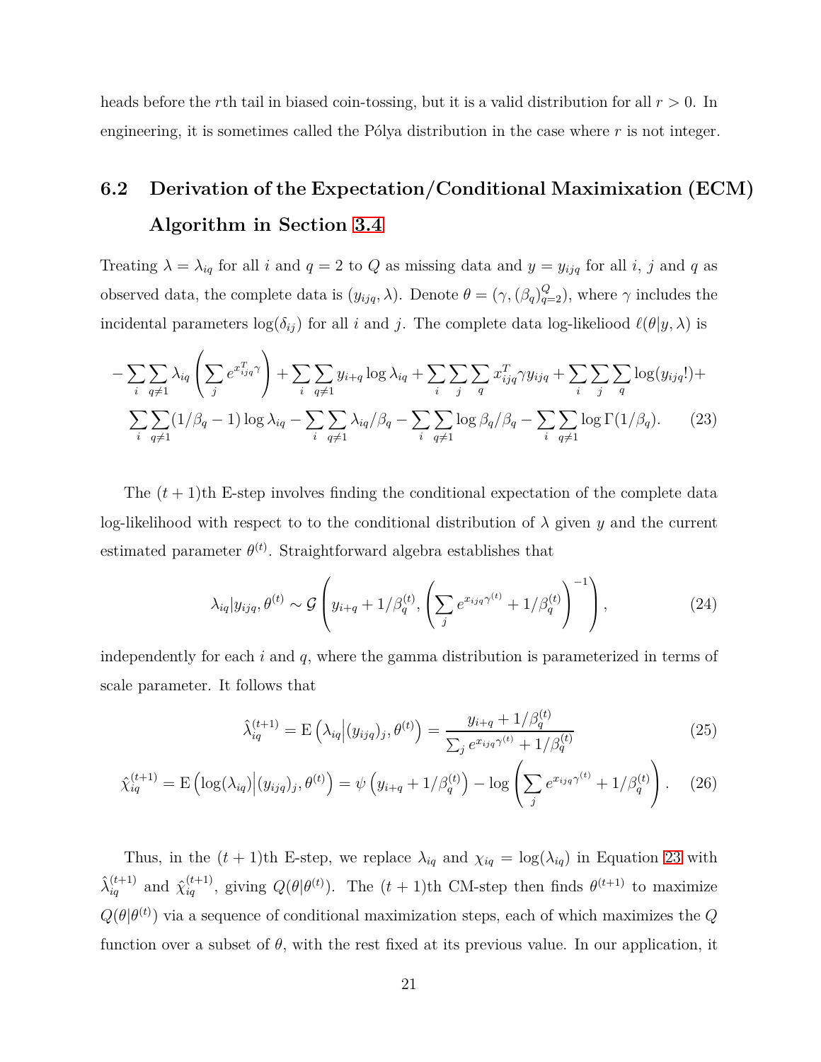heads before the $r$th tail in biased coin-tossing, but it is a valid distribution for all $r > 0$. In engineering, it is sometimes called the Pólya distribution in the case where $r$ is not integer.

## 6.2 Derivation of the Expectation/Conditional Maximixation (ECM) Algorithm in Section 3.4

Treating $\lambda = \lambda_{iq}$ for all $i$ and $q = 2$ to $Q$ as missing data and $y = y_{ijq}$ for all $i$, $j$ and $q$ as observed data, the complete data is $(y_{ijq}, \lambda)$. Denote $\theta = (\gamma, (\beta_q)_{q=2}^{Q})$, where $\gamma$ includes the incidental parameters $\log(\delta_{ij})$ for all $i$ and $j$. The complete data log-likeliood $\ell(\theta|y, \lambda)$ is

$$
\begin{aligned}
-\sum_i \sum_{q\neq 1} \lambda_{iq} \left( \sum_j e^{x_{ijq}^T \gamma} \right) + \sum_i \sum_{q\neq 1} y_{i+q} \log \lambda_{iq} + \sum_i \sum_j \sum_q x_{ijq}^T \gamma y_{ijq} + \sum_i \sum_j \sum_q \log(y_{ijq}!) + \\
\sum_i \sum_{q\neq 1} (1/\beta_q - 1) \log \lambda_{iq} - \sum_i \sum_{q\neq 1} \lambda_{iq}/\beta_q - \sum_i \sum_{q\neq 1} \log \beta_q / \beta_q - \sum_i \sum_{q\neq 1} \log \Gamma(1/\beta_q). \qquad (23)
\end{aligned}
$$

The $(t+1)$th E-step involves finding the conditional expectation of the complete data log-likelihood with respect to to the conditional distribution of $\lambda$ given $y$ and the current estimated parameter $\theta^{(t)}$. Straightforward algebra establishes that

$$
\lambda_{iq} | y_{ijq}, \theta^{(t)} \sim \mathcal{G}\left( y_{i+q} + 1/\beta_q^{(t)}, \left( \sum_j e^{x_{ijq}\gamma^{(t)}} + 1/\beta_q^{(t)} \right)^{-1} \right), \qquad (24)
$$

independently for each $i$ and $q$, where the gamma distribution is parameterized in terms of scale parameter. It follows that

$$
\hat{\lambda}_{iq}^{(t+1)} = \mathrm{E}\left( \lambda_{iq} \middle| (y_{ijq})_j, \theta^{(t)} \right) = \frac{y_{i+q} + 1/\beta_q^{(t)}}{\sum_j e^{x_{ijq}\gamma^{(t)}} + 1/\beta_q^{(t)}} \qquad (25)
$$

$$
\hat{\chi}_{iq}^{(t+1)} = \mathrm{E}\left( \log(\lambda_{iq}) \middle| (y_{ijq})_j, \theta^{(t)} \right) = \psi\left( y_{i+q} + 1/\beta_q^{(t)} \right) - \log\left( \sum_j e^{x_{ijq}\gamma^{(t)}} + 1/\beta_q^{(t)} \right). \qquad (26)
$$

Thus, in the $(t+1)$th E-step, we replace $\lambda_{iq}$ and $\chi_{iq} = \log(\lambda_{iq})$ in Equation 23 with $\hat{\lambda}_{iq}^{(t+1)}$ and $\hat{\chi}_{iq}^{(t+1)}$, giving $Q(\theta|\theta^{(t)})$. The $(t+1)$th CM-step then finds $\theta^{(t+1)}$ to maximize $Q(\theta|\theta^{(t)})$ via a sequence of conditional maximization steps, each of which maximizes the $Q$ function over a subset of $\theta$, with the rest fixed at its previous value. In our application, it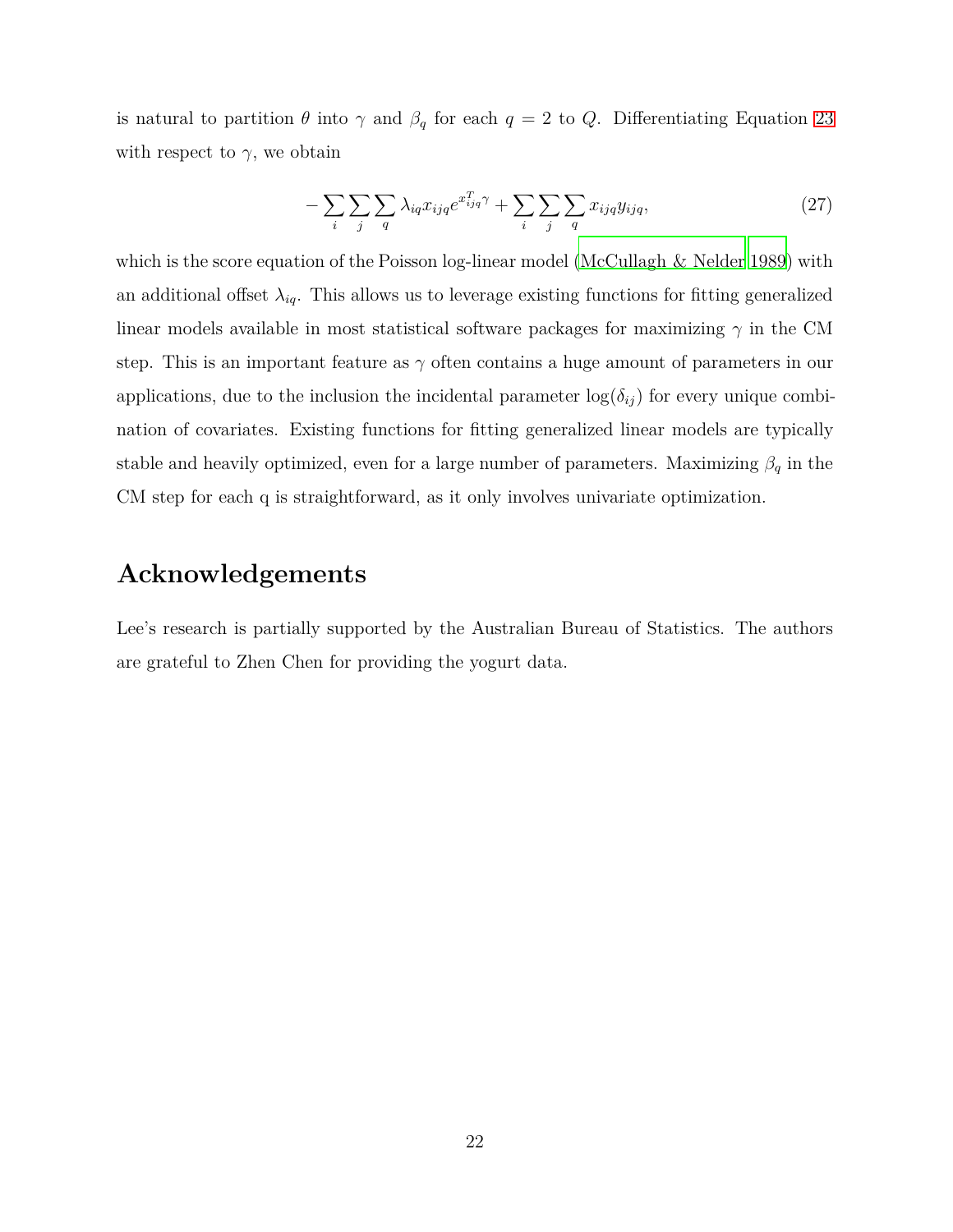is natural to partition $\theta$ into $\gamma$ and $\beta_q$ for each $q = 2$ to $Q$. Differentiating Equation 23 with respect to $\gamma$, we obtain

$$-\sum_{i}\sum_{j}\sum_{q}\lambda_{iq}x_{ijq}e^{x_{ijq}^{T}\gamma}+\sum_{i}\sum_{j}\sum_{q}x_{ijq}y_{ijq}, \tag{27}$$

which is the score equation of the Poisson log-linear model (McCullagh & Nelder 1989) with an additional offset $\lambda_{iq}$. This allows us to leverage existing functions for fitting generalized linear models available in most statistical software packages for maximizing $\gamma$ in the CM step. This is an important feature as $\gamma$ often contains a huge amount of parameters in our applications, due to the inclusion the incidental parameter $\log(\delta_{ij})$ for every unique combination of covariates. Existing functions for fitting generalized linear models are typically stable and heavily optimized, even for a large number of parameters. Maximizing $\beta_q$ in the CM step for each q is straightforward, as it only involves univariate optimization.

## Acknowledgements

Lee's research is partially supported by the Australian Bureau of Statistics. The authors are grateful to Zhen Chen for providing the yogurt data.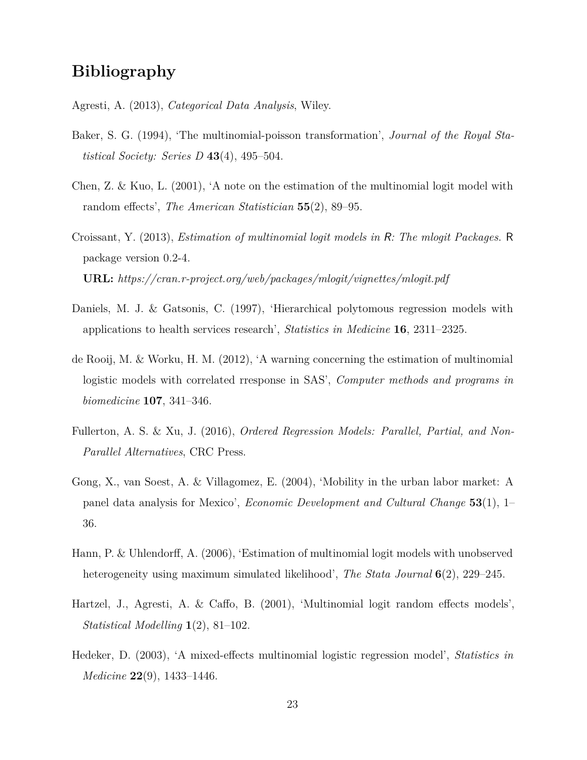# Bibliography

Agresti, A. (2013), *Categorical Data Analysis*, Wiley.

Baker, S. G. (1994), 'The multinomial-poisson transformation', *Journal of the Royal Statistical Society: Series D* **43**(4), 495–504.

Chen, Z. & Kuo, L. (2001), 'A note on the estimation of the multinomial logit model with random effects', *The American Statistician* **55**(2), 89–95.

Croissant, Y. (2013), *Estimation of multinomial logit models in R: The mlogit Packages.* R package version 0.2-4.
**URL:** *https://cran.r-project.org/web/packages/mlogit/vignettes/mlogit.pdf*

Daniels, M. J. & Gatsonis, C. (1997), 'Hierarchical polytomous regression models with applications to health services research', *Statistics in Medicine* **16**, 2311–2325.

de Rooij, M. & Worku, H. M. (2012), 'A warning concerning the estimation of multinomial logistic models with correlated rresponse in SAS', *Computer methods and programs in biomedicine* **107**, 341–346.

Fullerton, A. S. & Xu, J. (2016), *Ordered Regression Models: Parallel, Partial, and Non-Parallel Alternatives*, CRC Press.

Gong, X., van Soest, A. & Villagomez, E. (2004), 'Mobility in the urban labor market: A panel data analysis for Mexico', *Economic Development and Cultural Change* **53**(1), 1–36.

Hann, P. & Uhlendorff, A. (2006), 'Estimation of multinomial logit models with unobserved heterogeneity using maximum simulated likelihood', *The Stata Journal* **6**(2), 229–245.

Hartzel, J., Agresti, A. & Caffo, B. (2001), 'Multinomial logit random effects models', *Statistical Modelling* **1**(2), 81–102.

Hedeker, D. (2003), 'A mixed-effects multinomial logistic regression model', *Statistics in Medicine* **22**(9), 1433–1446.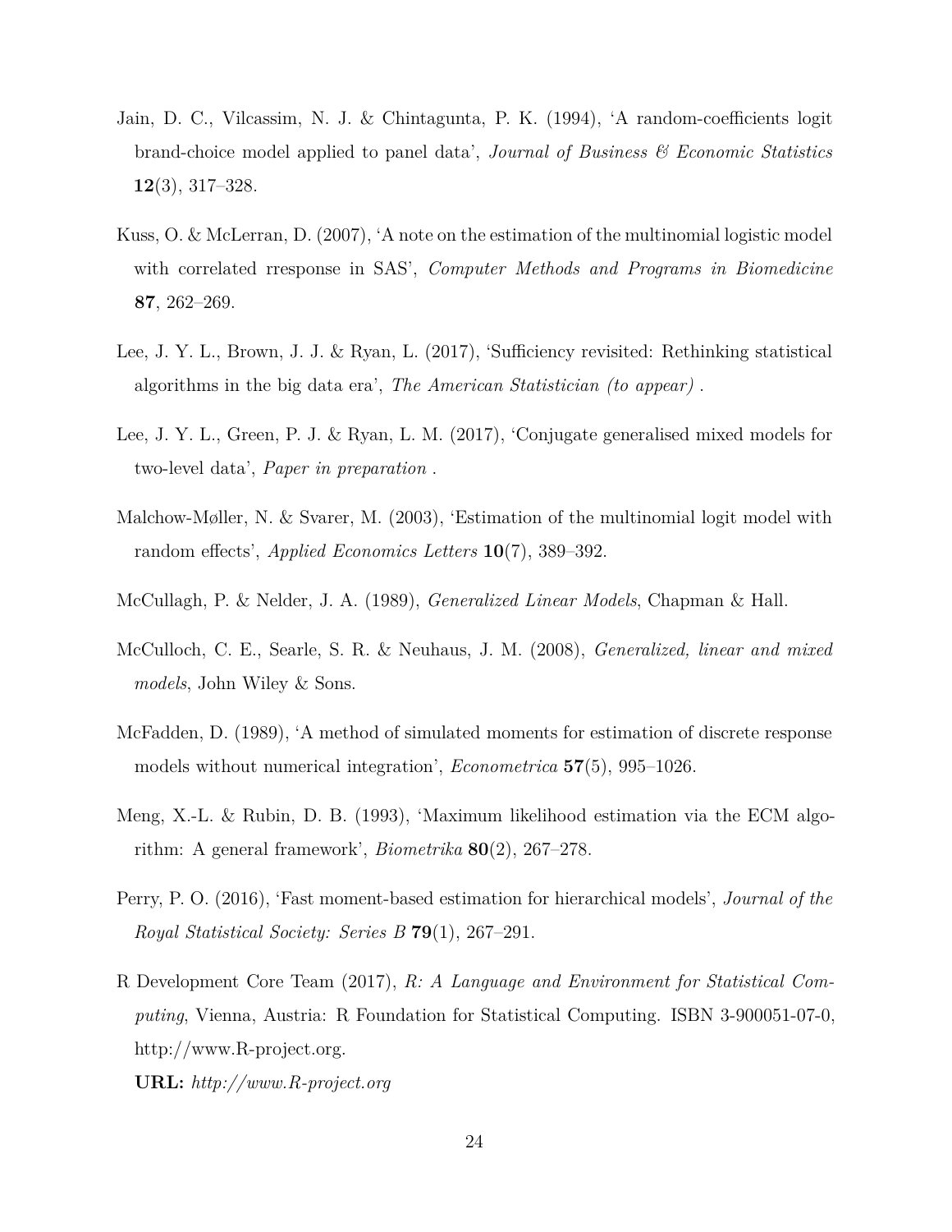Jain, D. C., Vilcassim, N. J. & Chintagunta, P. K. (1994), 'A random-coefficients logit brand-choice model applied to panel data', *Journal of Business & Economic Statistics* **12**(3), 317–328.

Kuss, O. & McLerran, D. (2007), 'A note on the estimation of the multinomial logistic model with correlated rresponse in SAS', *Computer Methods and Programs in Biomedicine* **87**, 262–269.

Lee, J. Y. L., Brown, J. J. & Ryan, L. (2017), 'Sufficiency revisited: Rethinking statistical algorithms in the big data era', *The American Statistician (to appear)* .

Lee, J. Y. L., Green, P. J. & Ryan, L. M. (2017), 'Conjugate generalised mixed models for two-level data', *Paper in preparation* .

Malchow-Møller, N. & Svarer, M. (2003), 'Estimation of the multinomial logit model with random effects', *Applied Economics Letters* **10**(7), 389–392.

McCullagh, P. & Nelder, J. A. (1989), *Generalized Linear Models*, Chapman & Hall.

McCulloch, C. E., Searle, S. R. & Neuhaus, J. M. (2008), *Generalized, linear and mixed models*, John Wiley & Sons.

McFadden, D. (1989), 'A method of simulated moments for estimation of discrete response models without numerical integration', *Econometrica* **57**(5), 995–1026.

Meng, X.-L. & Rubin, D. B. (1993), 'Maximum likelihood estimation via the ECM algorithm: A general framework', *Biometrika* **80**(2), 267–278.

Perry, P. O. (2016), 'Fast moment-based estimation for hierarchical models', *Journal of the Royal Statistical Society: Series B* **79**(1), 267–291.

R Development Core Team (2017), *R: A Language and Environment for Statistical Computing*, Vienna, Austria: R Foundation for Statistical Computing. ISBN 3-900051-07-0, http://www.R-project.org.
**URL:** *http://www.R-project.org*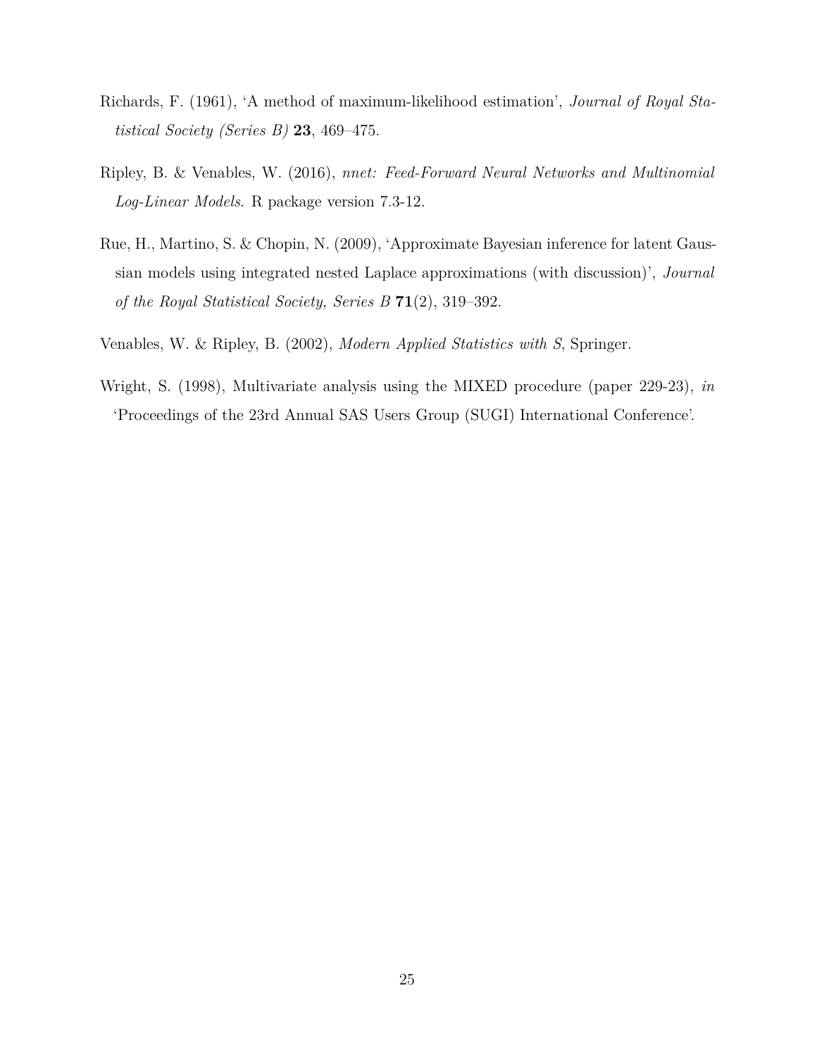Richards, F. (1961), 'A method of maximum-likelihood estimation', *Journal of Royal Statistical Society (Series B)* **23**, 469–475.

Ripley, B. & Venables, W. (2016), *nnet: Feed-Forward Neural Networks and Multinomial Log-Linear Models*. R package version 7.3-12.

Rue, H., Martino, S. & Chopin, N. (2009), 'Approximate Bayesian inference for latent Gaussian models using integrated nested Laplace approximations (with discussion)', *Journal of the Royal Statistical Society, Series B* **71**(2), 319–392.

Venables, W. & Ripley, B. (2002), *Modern Applied Statistics with S*, Springer.

Wright, S. (1998), Multivariate analysis using the MIXED procedure (paper 229-23), *in* 'Proceedings of the 23rd Annual SAS Users Group (SUGI) International Conference'.